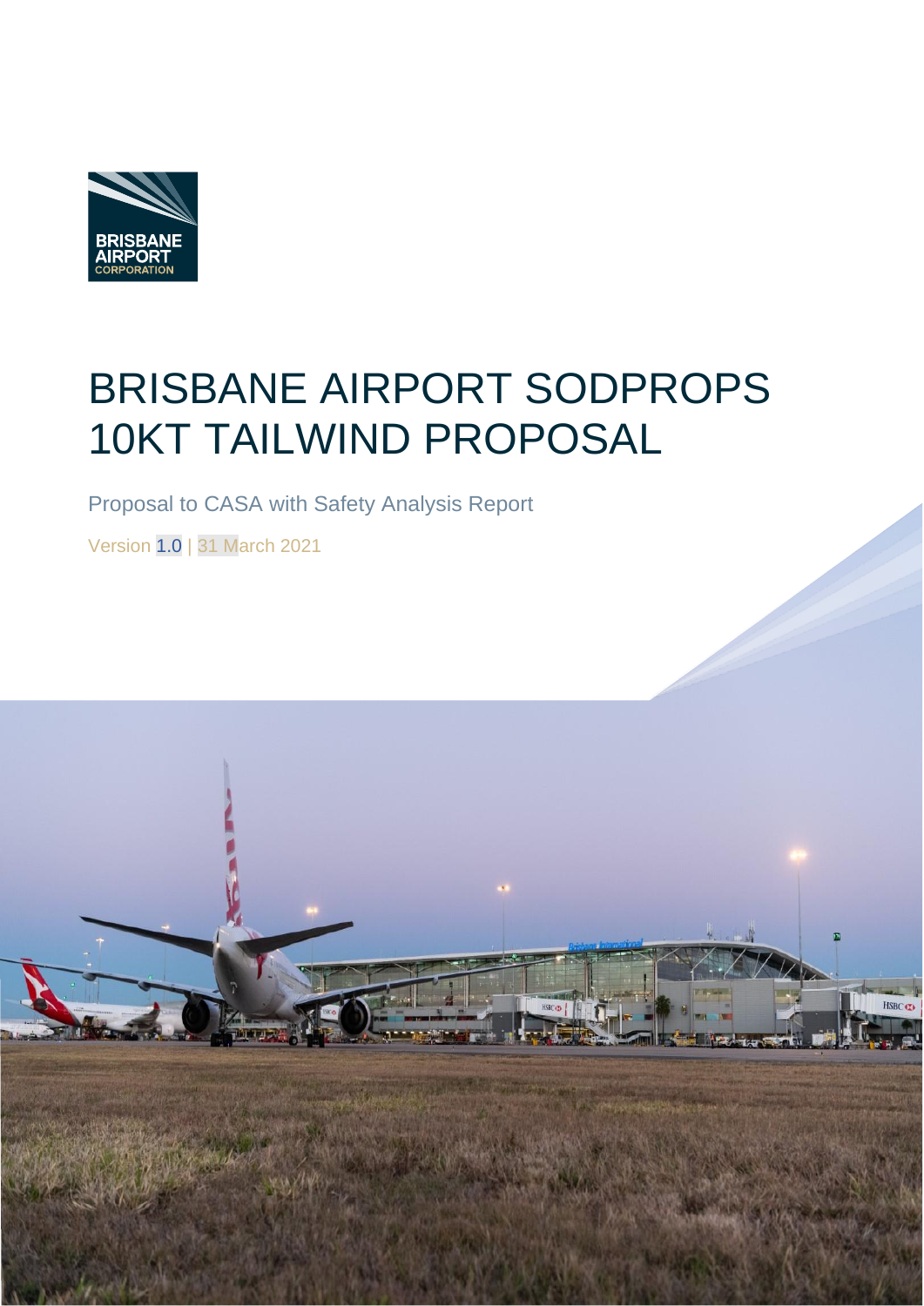BRISBANE AIRPORT CORPORATION

# BRISBANE AIRPORT SODPROPS 10KT TAILWIND PROPOSAL

Proposal to CASA with Safety Analysis Report

Version 1.0 | 31 March 2021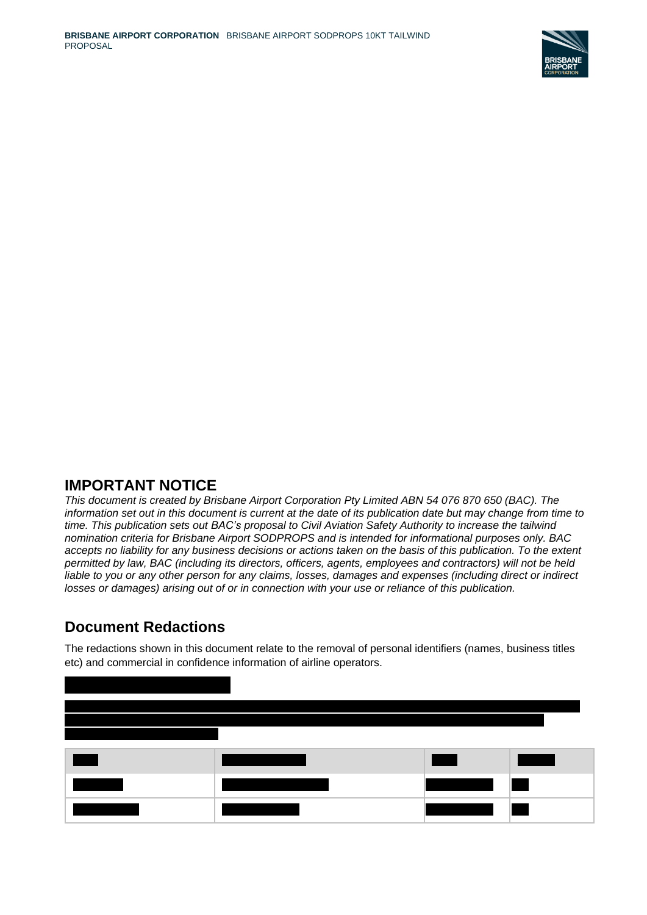## IMPORTANT NOTICE

*This document is created by Brisbane Airport Corporation Pty Limited ABN 54 076 870 650 (BAC). The information set out in this document is current at the date of its publication date but may change from time to time. This publication sets out BAC's proposal to Civil Aviation Safety Authority to increase the tailwind nomination criteria for Brisbane Airport SODPROPS and is intended for informational purposes only. BAC accepts no liability for any business decisions or actions taken on the basis of this publication. To the extent permitted by law, BAC (including its directors, officers, agents, employees and contractors) will not be held liable to you or any other person for any claims, losses, damages and expenses (including direct or indirect losses or damages) arising out of or in connection with your use or reliance of this publication.*

## Document Redactions

The redactions shown in this document relate to the removal of personal identifiers (names, business titles etc) and commercial in confidence information of airline operators.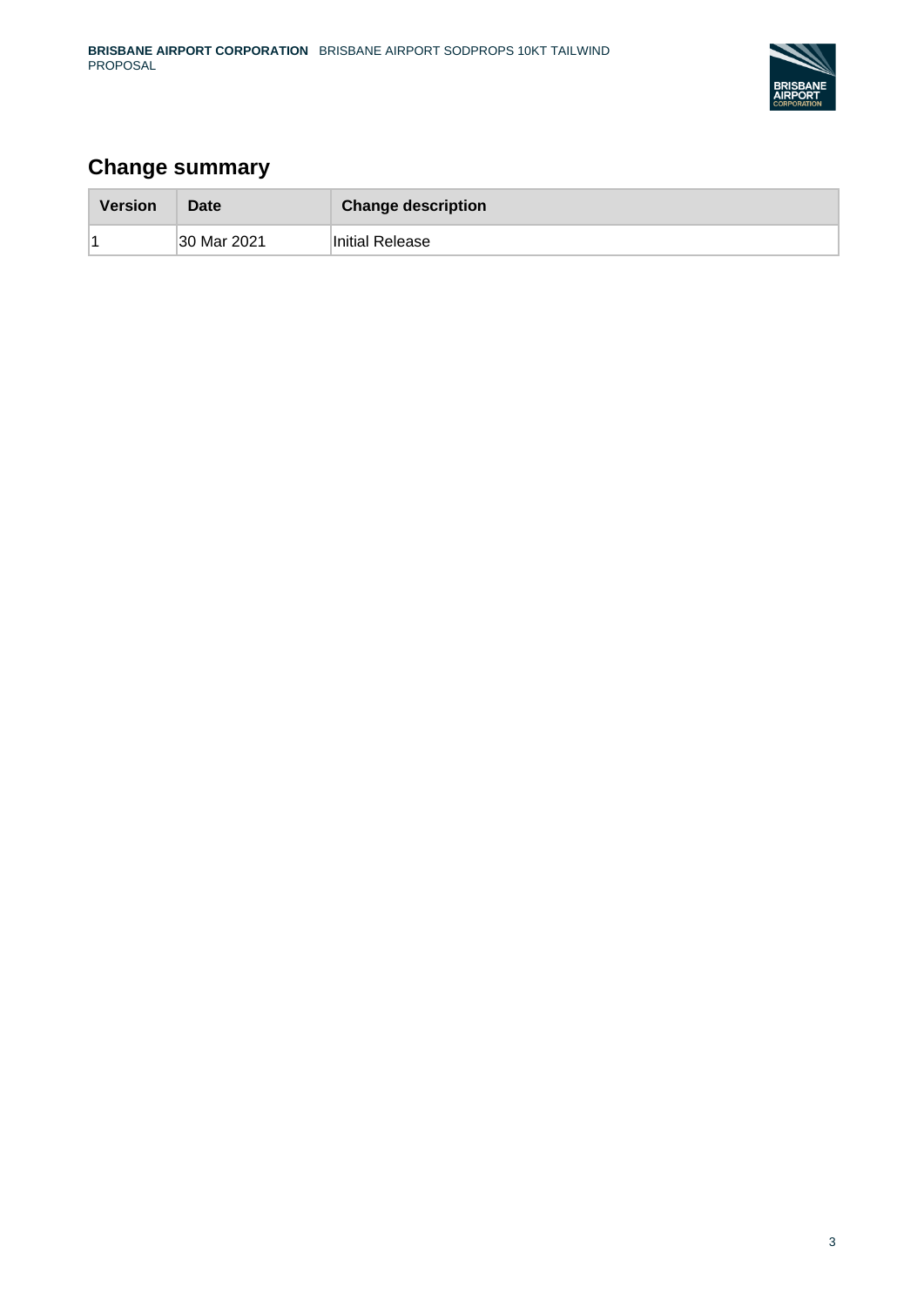## Change summary

| Version | Date | Change description |
| --- | --- | --- |
| 1 | 30 Mar 2021 | Initial Release |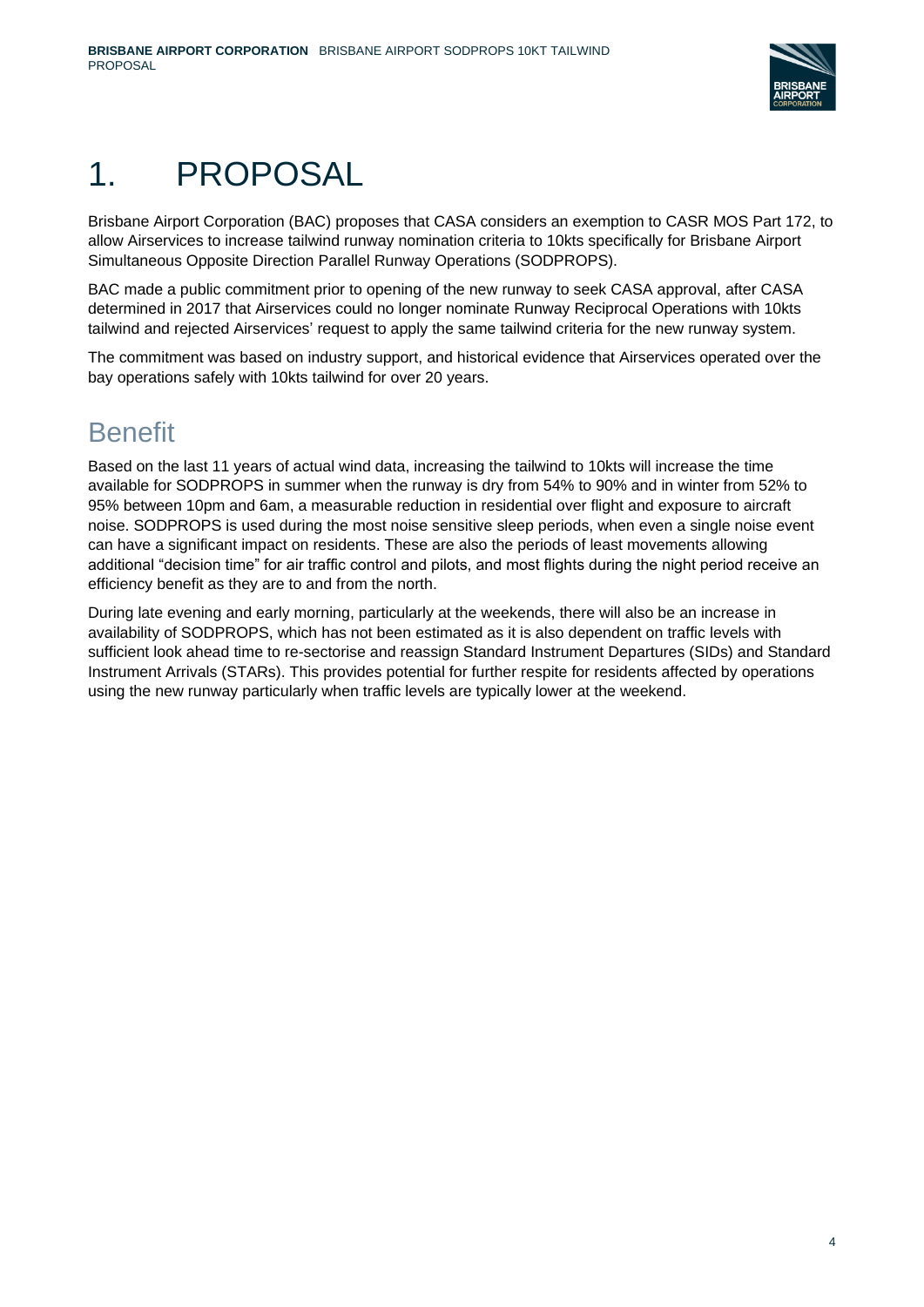# 1. PROPOSAL

Brisbane Airport Corporation (BAC) proposes that CASA considers an exemption to CASR MOS Part 172, to allow Airservices to increase tailwind runway nomination criteria to 10kts specifically for Brisbane Airport Simultaneous Opposite Direction Parallel Runway Operations (SODPROPS).

BAC made a public commitment prior to opening of the new runway to seek CASA approval, after CASA determined in 2017 that Airservices could no longer nominate Runway Reciprocal Operations with 10kts tailwind and rejected Airservices' request to apply the same tailwind criteria for the new runway system.

The commitment was based on industry support, and historical evidence that Airservices operated over the bay operations safely with 10kts tailwind for over 20 years.

## Benefit

Based on the last 11 years of actual wind data, increasing the tailwind to 10kts will increase the time available for SODPROPS in summer when the runway is dry from 54% to 90% and in winter from 52% to 95% between 10pm and 6am, a measurable reduction in residential over flight and exposure to aircraft noise. SODPROPS is used during the most noise sensitive sleep periods, when even a single noise event can have a significant impact on residents. These are also the periods of least movements allowing additional "decision time" for air traffic control and pilots, and most flights during the night period receive an efficiency benefit as they are to and from the north.

During late evening and early morning, particularly at the weekends, there will also be an increase in availability of SODPROPS, which has not been estimated as it is also dependent on traffic levels with sufficient look ahead time to re-sectorise and reassign Standard Instrument Departures (SIDs) and Standard Instrument Arrivals (STARs). This provides potential for further respite for residents affected by operations using the new runway particularly when traffic levels are typically lower at the weekend.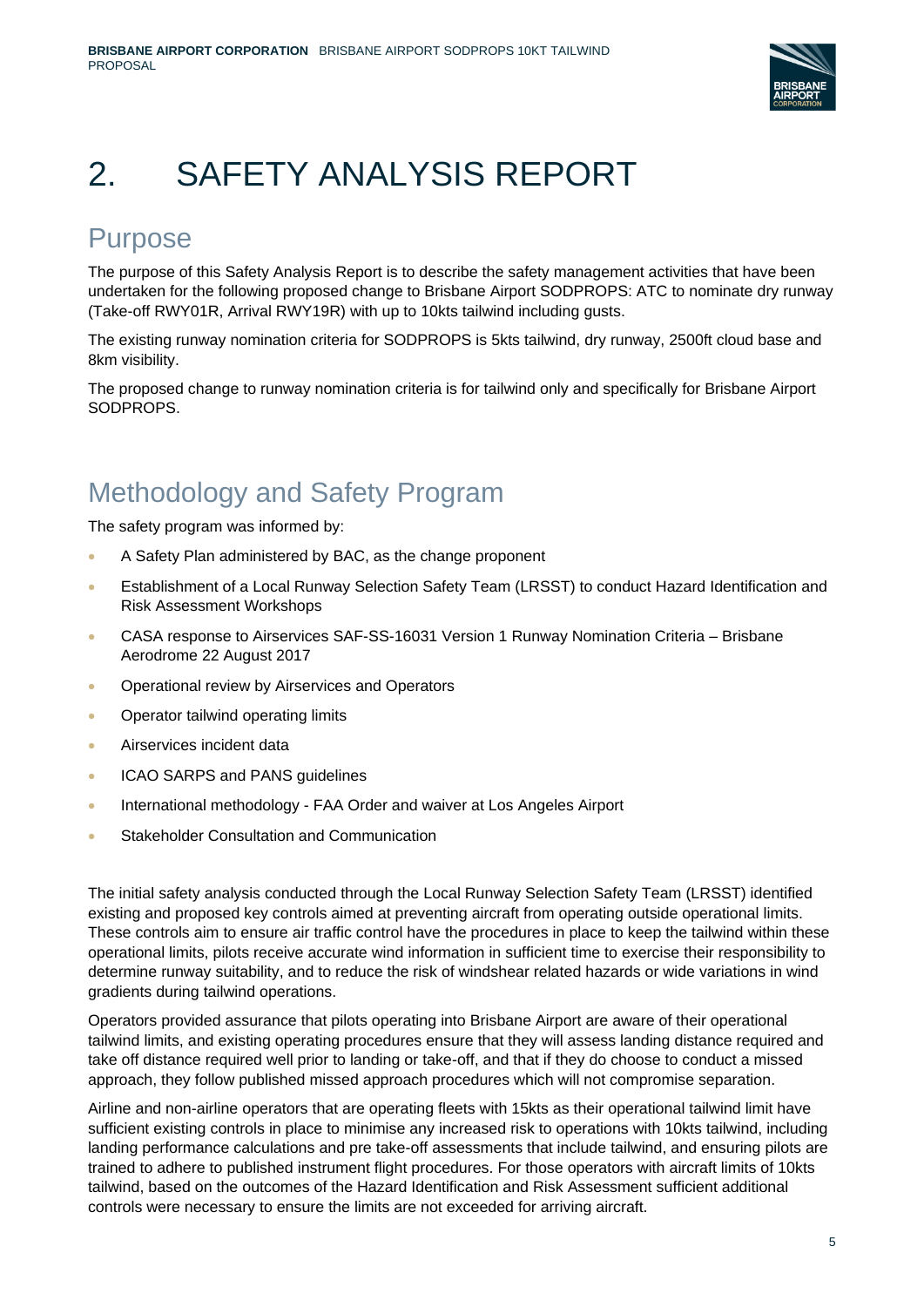# 2. SAFETY ANALYSIS REPORT

## Purpose

The purpose of this Safety Analysis Report is to describe the safety management activities that have been undertaken for the following proposed change to Brisbane Airport SODPROPS: ATC to nominate dry runway (Take-off RWY01R, Arrival RWY19R) with up to 10kts tailwind including gusts.

The existing runway nomination criteria for SODPROPS is 5kts tailwind, dry runway, 2500ft cloud base and 8km visibility.

The proposed change to runway nomination criteria is for tailwind only and specifically for Brisbane Airport SODPROPS.

## Methodology and Safety Program

The safety program was informed by:

- A Safety Plan administered by BAC, as the change proponent
- Establishment of a Local Runway Selection Safety Team (LRSST) to conduct Hazard Identification and Risk Assessment Workshops
- CASA response to Airservices SAF-SS-16031 Version 1 Runway Nomination Criteria – Brisbane Aerodrome 22 August 2017
- Operational review by Airservices and Operators
- Operator tailwind operating limits
- Airservices incident data
- ICAO SARPS and PANS guidelines
- International methodology - FAA Order and waiver at Los Angeles Airport
- Stakeholder Consultation and Communication

The initial safety analysis conducted through the Local Runway Selection Safety Team (LRSST) identified existing and proposed key controls aimed at preventing aircraft from operating outside operational limits. These controls aim to ensure air traffic control have the procedures in place to keep the tailwind within these operational limits, pilots receive accurate wind information in sufficient time to exercise their responsibility to determine runway suitability, and to reduce the risk of windshear related hazards or wide variations in wind gradients during tailwind operations.

Operators provided assurance that pilots operating into Brisbane Airport are aware of their operational tailwind limits, and existing operating procedures ensure that they will assess landing distance required and take off distance required well prior to landing or take-off, and that if they do choose to conduct a missed approach, they follow published missed approach procedures which will not compromise separation.

Airline and non-airline operators that are operating fleets with 15kts as their operational tailwind limit have sufficient existing controls in place to minimise any increased risk to operations with 10kts tailwind, including landing performance calculations and pre take-off assessments that include tailwind, and ensuring pilots are trained to adhere to published instrument flight procedures. For those operators with aircraft limits of 10kts tailwind, based on the outcomes of the Hazard Identification and Risk Assessment sufficient additional controls were necessary to ensure the limits are not exceeded for arriving aircraft.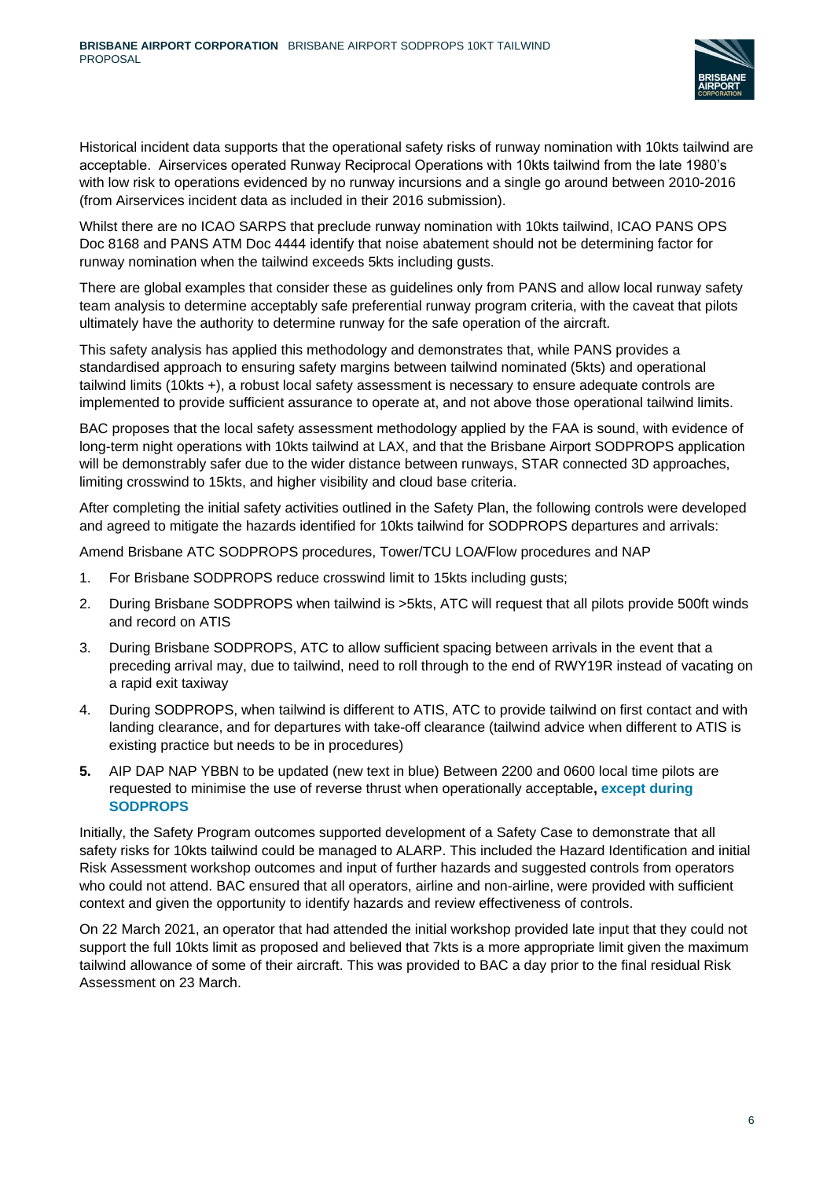Historical incident data supports that the operational safety risks of runway nomination with 10kts tailwind are acceptable. Airservices operated Runway Reciprocal Operations with 10kts tailwind from the late 1980's with low risk to operations evidenced by no runway incursions and a single go around between 2010-2016 (from Airservices incident data as included in their 2016 submission).

Whilst there are no ICAO SARPS that preclude runway nomination with 10kts tailwind, ICAO PANS OPS Doc 8168 and PANS ATM Doc 4444 identify that noise abatement should not be determining factor for runway nomination when the tailwind exceeds 5kts including gusts.

There are global examples that consider these as guidelines only from PANS and allow local runway safety team analysis to determine acceptably safe preferential runway program criteria, with the caveat that pilots ultimately have the authority to determine runway for the safe operation of the aircraft.

This safety analysis has applied this methodology and demonstrates that, while PANS provides a standardised approach to ensuring safety margins between tailwind nominated (5kts) and operational tailwind limits (10kts +), a robust local safety assessment is necessary to ensure adequate controls are implemented to provide sufficient assurance to operate at, and not above those operational tailwind limits.

BAC proposes that the local safety assessment methodology applied by the FAA is sound, with evidence of long-term night operations with 10kts tailwind at LAX, and that the Brisbane Airport SODPROPS application will be demonstrably safer due to the wider distance between runways, STAR connected 3D approaches, limiting crosswind to 15kts, and higher visibility and cloud base criteria.

After completing the initial safety activities outlined in the Safety Plan, the following controls were developed and agreed to mitigate the hazards identified for 10kts tailwind for SODPROPS departures and arrivals:

Amend Brisbane ATC SODPROPS procedures, Tower/TCU LOA/Flow procedures and NAP

1. For Brisbane SODPROPS reduce crosswind limit to 15kts including gusts;
2. During Brisbane SODPROPS when tailwind is >5kts, ATC will request that all pilots provide 500ft winds and record on ATIS
3. During Brisbane SODPROPS, ATC to allow sufficient spacing between arrivals in the event that a preceding arrival may, due to tailwind, need to roll through to the end of RWY19R instead of vacating on a rapid exit taxiway
4. During SODPROPS, when tailwind is different to ATIS, ATC to provide tailwind on first contact and with landing clearance, and for departures with take-off clearance (tailwind advice when different to ATIS is existing practice but needs to be in procedures)
5. AIP DAP NAP YBBN to be updated (new text in blue) Between 2200 and 0600 local time pilots are requested to minimise the use of reverse thrust when operationally acceptable**, except during SODPROPS**

Initially, the Safety Program outcomes supported development of a Safety Case to demonstrate that all safety risks for 10kts tailwind could be managed to ALARP. This included the Hazard Identification and initial Risk Assessment workshop outcomes and input of further hazards and suggested controls from operators who could not attend. BAC ensured that all operators, airline and non-airline, were provided with sufficient context and given the opportunity to identify hazards and review effectiveness of controls.

On 22 March 2021, an operator that had attended the initial workshop provided late input that they could not support the full 10kts limit as proposed and believed that 7kts is a more appropriate limit given the maximum tailwind allowance of some of their aircraft. This was provided to BAC a day prior to the final residual Risk Assessment on 23 March.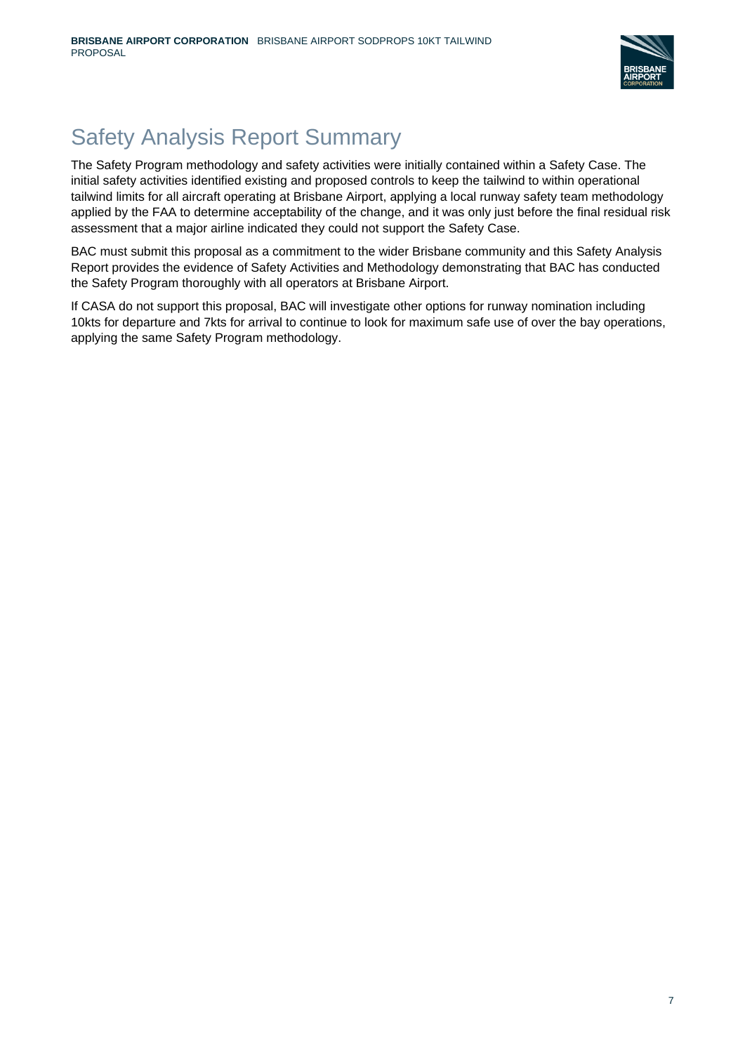# Safety Analysis Report Summary

The Safety Program methodology and safety activities were initially contained within a Safety Case. The initial safety activities identified existing and proposed controls to keep the tailwind to within operational tailwind limits for all aircraft operating at Brisbane Airport, applying a local runway safety team methodology applied by the FAA to determine acceptability of the change, and it was only just before the final residual risk assessment that a major airline indicated they could not support the Safety Case.

BAC must submit this proposal as a commitment to the wider Brisbane community and this Safety Analysis Report provides the evidence of Safety Activities and Methodology demonstrating that BAC has conducted the Safety Program thoroughly with all operators at Brisbane Airport.

If CASA do not support this proposal, BAC will investigate other options for runway nomination including 10kts for departure and 7kts for arrival to continue to look for maximum safe use of over the bay operations, applying the same Safety Program methodology.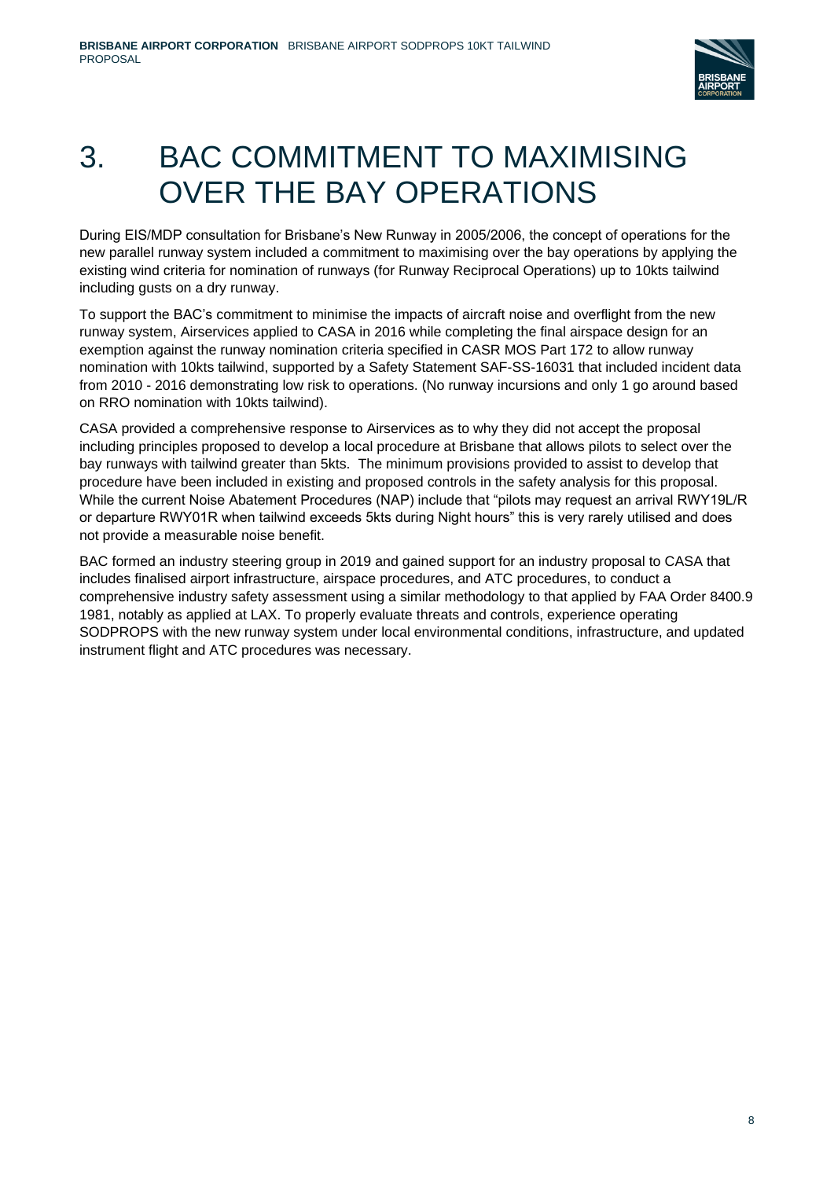# 3. BAC COMMITMENT TO MAXIMISING OVER THE BAY OPERATIONS

During EIS/MDP consultation for Brisbane's New Runway in 2005/2006, the concept of operations for the new parallel runway system included a commitment to maximising over the bay operations by applying the existing wind criteria for nomination of runways (for Runway Reciprocal Operations) up to 10kts tailwind including gusts on a dry runway.

To support the BAC's commitment to minimise the impacts of aircraft noise and overflight from the new runway system, Airservices applied to CASA in 2016 while completing the final airspace design for an exemption against the runway nomination criteria specified in CASR MOS Part 172 to allow runway nomination with 10kts tailwind, supported by a Safety Statement SAF-SS-16031 that included incident data from 2010 - 2016 demonstrating low risk to operations. (No runway incursions and only 1 go around based on RRO nomination with 10kts tailwind).

CASA provided a comprehensive response to Airservices as to why they did not accept the proposal including principles proposed to develop a local procedure at Brisbane that allows pilots to select over the bay runways with tailwind greater than 5kts. The minimum provisions provided to assist to develop that procedure have been included in existing and proposed controls in the safety analysis for this proposal. While the current Noise Abatement Procedures (NAP) include that "pilots may request an arrival RWY19L/R or departure RWY01R when tailwind exceeds 5kts during Night hours" this is very rarely utilised and does not provide a measurable noise benefit.

BAC formed an industry steering group in 2019 and gained support for an industry proposal to CASA that includes finalised airport infrastructure, airspace procedures, and ATC procedures, to conduct a comprehensive industry safety assessment using a similar methodology to that applied by FAA Order 8400.9 1981, notably as applied at LAX. To properly evaluate threats and controls, experience operating SODPROPS with the new runway system under local environmental conditions, infrastructure, and updated instrument flight and ATC procedures was necessary.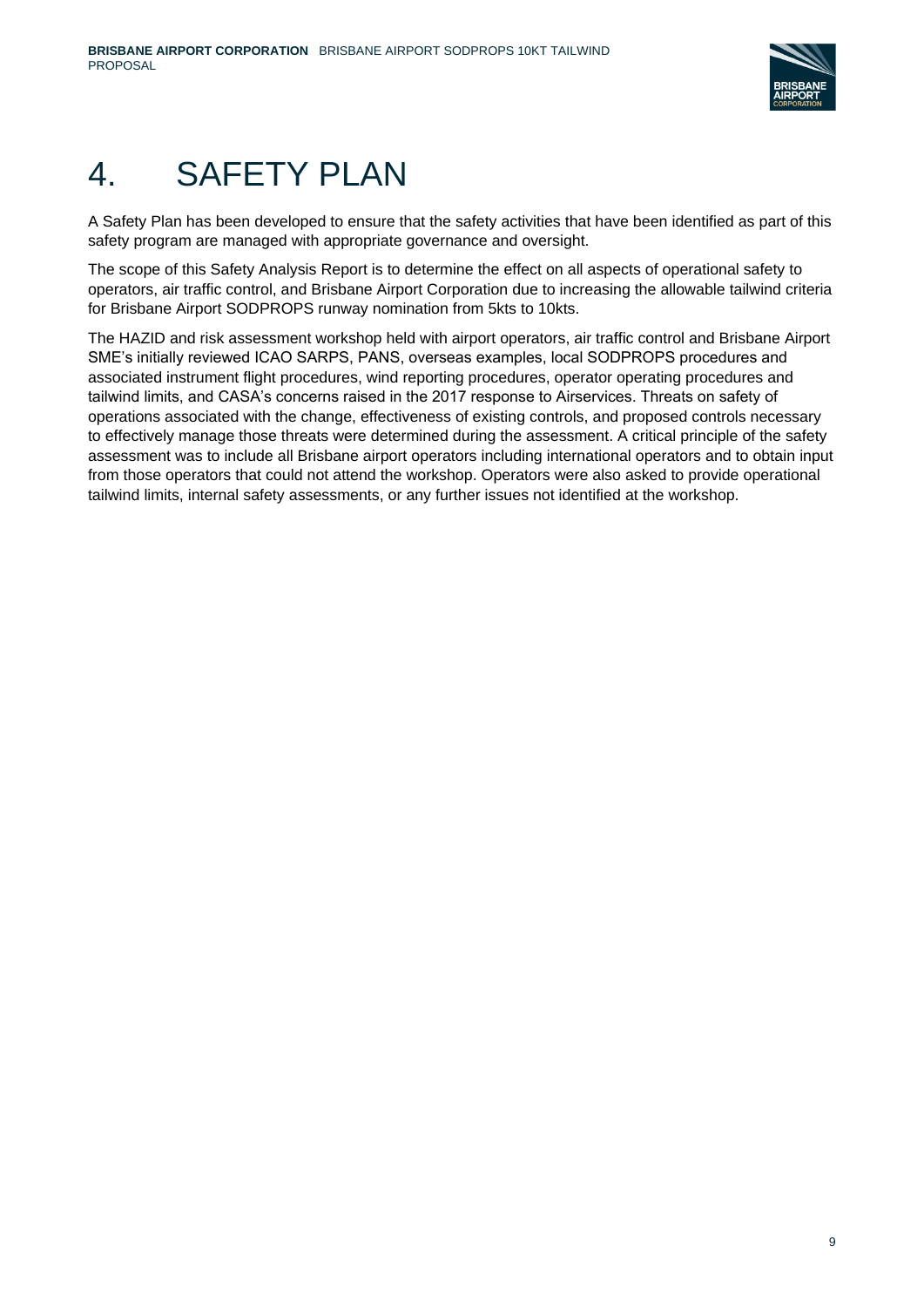# 4. SAFETY PLAN

A Safety Plan has been developed to ensure that the safety activities that have been identified as part of this safety program are managed with appropriate governance and oversight.

The scope of this Safety Analysis Report is to determine the effect on all aspects of operational safety to operators, air traffic control, and Brisbane Airport Corporation due to increasing the allowable tailwind criteria for Brisbane Airport SODPROPS runway nomination from 5kts to 10kts.

The HAZID and risk assessment workshop held with airport operators, air traffic control and Brisbane Airport SME's initially reviewed ICAO SARPS, PANS, overseas examples, local SODPROPS procedures and associated instrument flight procedures, wind reporting procedures, operator operating procedures and tailwind limits, and CASA's concerns raised in the 2017 response to Airservices. Threats on safety of operations associated with the change, effectiveness of existing controls, and proposed controls necessary to effectively manage those threats were determined during the assessment. A critical principle of the safety assessment was to include all Brisbane airport operators including international operators and to obtain input from those operators that could not attend the workshop. Operators were also asked to provide operational tailwind limits, internal safety assessments, or any further issues not identified at the workshop.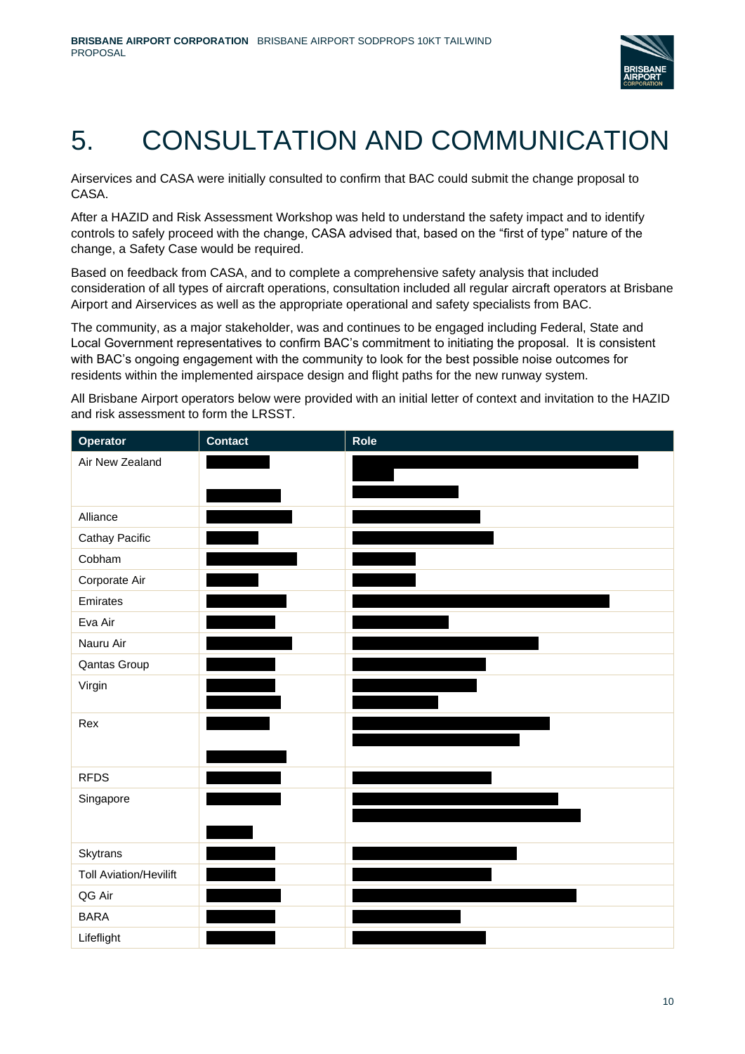# 5. CONSULTATION AND COMMUNICATION

Airservices and CASA were initially consulted to confirm that BAC could submit the change proposal to CASA.

After a HAZID and Risk Assessment Workshop was held to understand the safety impact and to identify controls to safely proceed with the change, CASA advised that, based on the "first of type" nature of the change, a Safety Case would be required.

Based on feedback from CASA, and to complete a comprehensive safety analysis that included consideration of all types of aircraft operations, consultation included all regular aircraft operators at Brisbane Airport and Airservices as well as the appropriate operational and safety specialists from BAC.

The community, as a major stakeholder, was and continues to be engaged including Federal, State and Local Government representatives to confirm BAC's commitment to initiating the proposal. It is consistent with BAC's ongoing engagement with the community to look for the best possible noise outcomes for residents within the implemented airspace design and flight paths for the new runway system.

All Brisbane Airport operators below were provided with an initial letter of context and invitation to the HAZID and risk assessment to form the LRSST.

| Operator | Contact | Role |
| --- | --- | --- |
| Air New Zealand | | |
| Alliance | | |
| Cathay Pacific | | |
| Cobham | | |
| Corporate Air | | |
| Emirates | | |
| Eva Air | | |
| Nauru Air | | |
| Qantas Group | | |
| Virgin | | |
| Rex | | |
| RFDS | | |
| Singapore | | |
| Skytrans | | |
| Toll Aviation/Hevilift | | |
| QG Air | | |
| BARA | | |
| Lifeflight | | |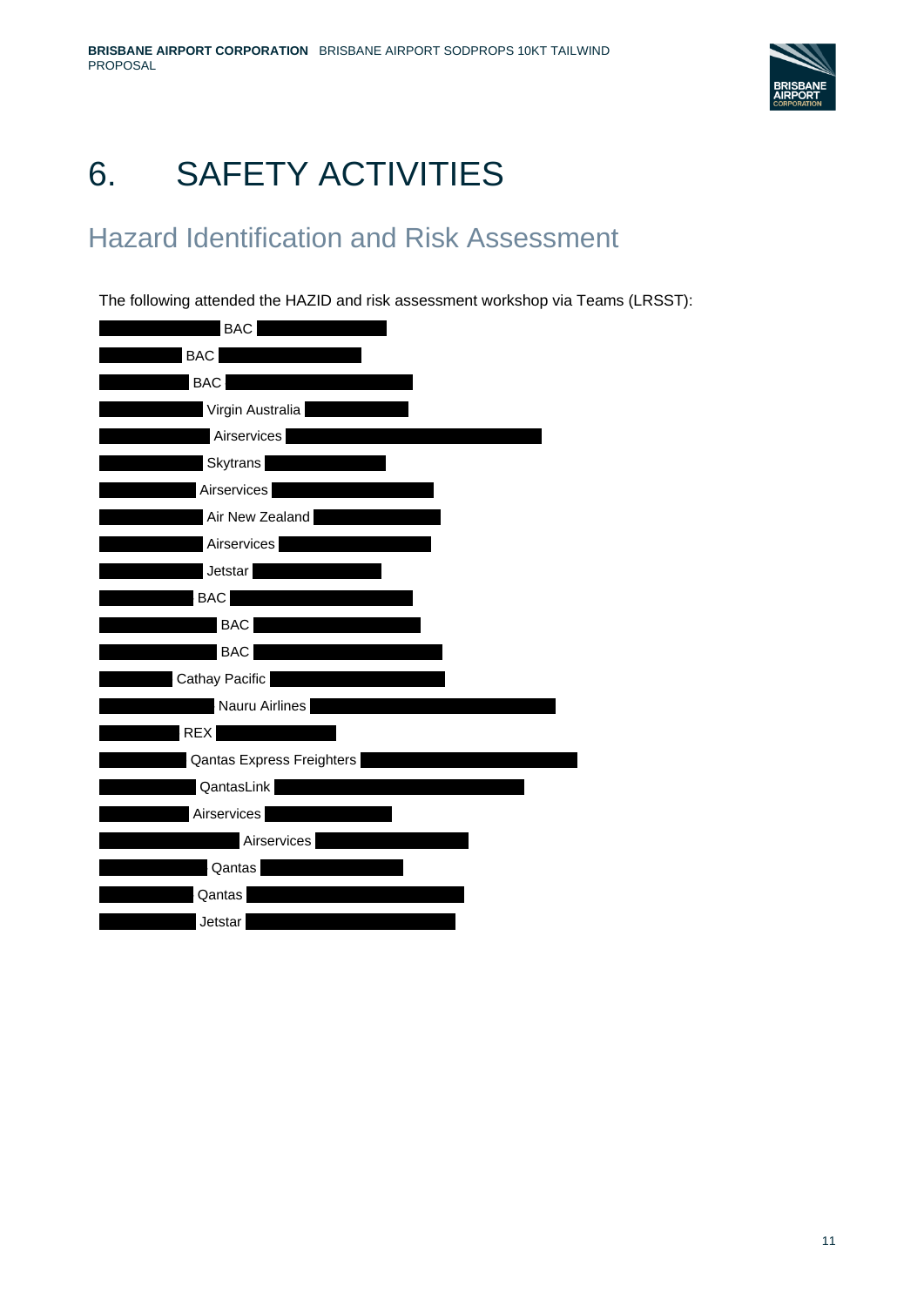# 6. SAFETY ACTIVITIES

## Hazard Identification and Risk Assessment

The following attended the HAZID and risk assessment workshop via Teams (LRSST):

BAC
BAC
BAC
Virgin Australia
Airservices
Skytrans
Airservices
Air New Zealand
Airservices
Jetstar
BAC
BAC
BAC
Cathay Pacific
Nauru Airlines
REX
Qantas Express Freighters
QantasLink
Airservices
Airservices
Qantas
Qantas
Jetstar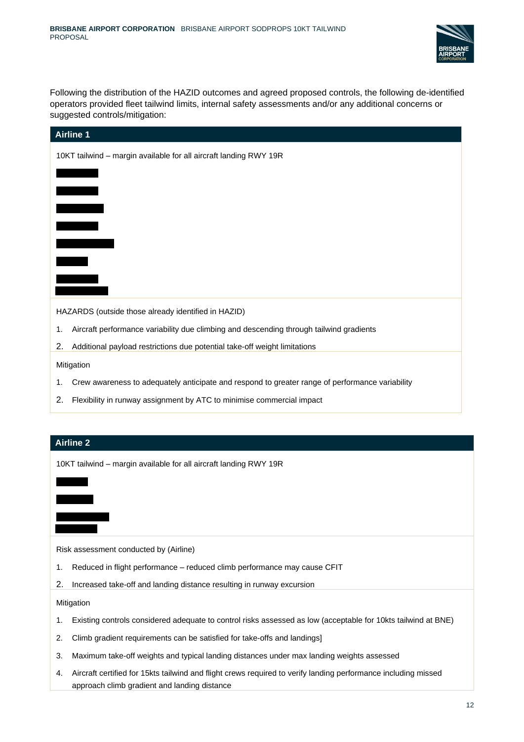Following the distribution of the HAZID outcomes and agreed proposed controls, the following de-identified operators provided fleet tailwind limits, internal safety assessments and/or any additional concerns or suggested controls/mitigation:

## Airline 1

10KT tailwind – margin available for all aircraft landing RWY 19R

HAZARDS (outside those already identified in HAZID)

1. Aircraft performance variability due climbing and descending through tailwind gradients
2. Additional payload restrictions due potential take-off weight limitations

Mitigation

1. Crew awareness to adequately anticipate and respond to greater range of performance variability
2. Flexibility in runway assignment by ATC to minimise commercial impact

## Airline 2

10KT tailwind – margin available for all aircraft landing RWY 19R

Risk assessment conducted by (Airline)

1. Reduced in flight performance – reduced climb performance may cause CFIT
2. Increased take-off and landing distance resulting in runway excursion

Mitigation

1. Existing controls considered adequate to control risks assessed as low (acceptable for 10kts tailwind at BNE)
2. Climb gradient requirements can be satisfied for take-offs and landings]
3. Maximum take-off weights and typical landing distances under max landing weights assessed
4. Aircraft certified for 15kts tailwind and flight crews required to verify landing performance including missed approach climb gradient and landing distance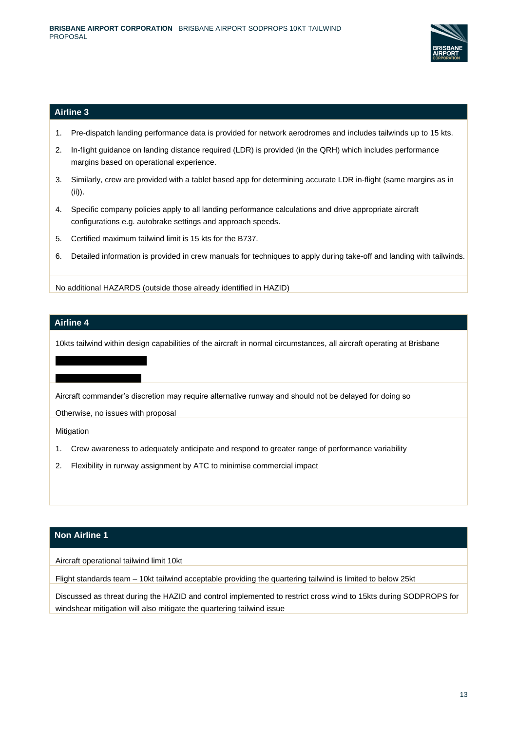## Airline 3

1. Pre-dispatch landing performance data is provided for network aerodromes and includes tailwinds up to 15 kts.
2. In-flight guidance on landing distance required (LDR) is provided (in the QRH) which includes performance margins based on operational experience.
3. Similarly, crew are provided with a tablet based app for determining accurate LDR in-flight (same margins as in (ii)).
4. Specific company policies apply to all landing performance calculations and drive appropriate aircraft configurations e.g. autobrake settings and approach speeds.
5. Certified maximum tailwind limit is 15 kts for the B737.
6. Detailed information is provided in crew manuals for techniques to apply during take-off and landing with tailwinds.

No additional HAZARDS (outside those already identified in HAZID)

## Airline 4

10kts tailwind within design capabilities of the aircraft in normal circumstances, all aircraft operating at Brisbane

Aircraft commander's discretion may require alternative runway and should not be delayed for doing so

Otherwise, no issues with proposal

Mitigation

1. Crew awareness to adequately anticipate and respond to greater range of performance variability
2. Flexibility in runway assignment by ATC to minimise commercial impact

## Non Airline 1

Aircraft operational tailwind limit 10kt

Flight standards team – 10kt tailwind acceptable providing the quartering tailwind is limited to below 25kt

Discussed as threat during the HAZID and control implemented to restrict cross wind to 15kts during SODPROPS for windshear mitigation will also mitigate the quartering tailwind issue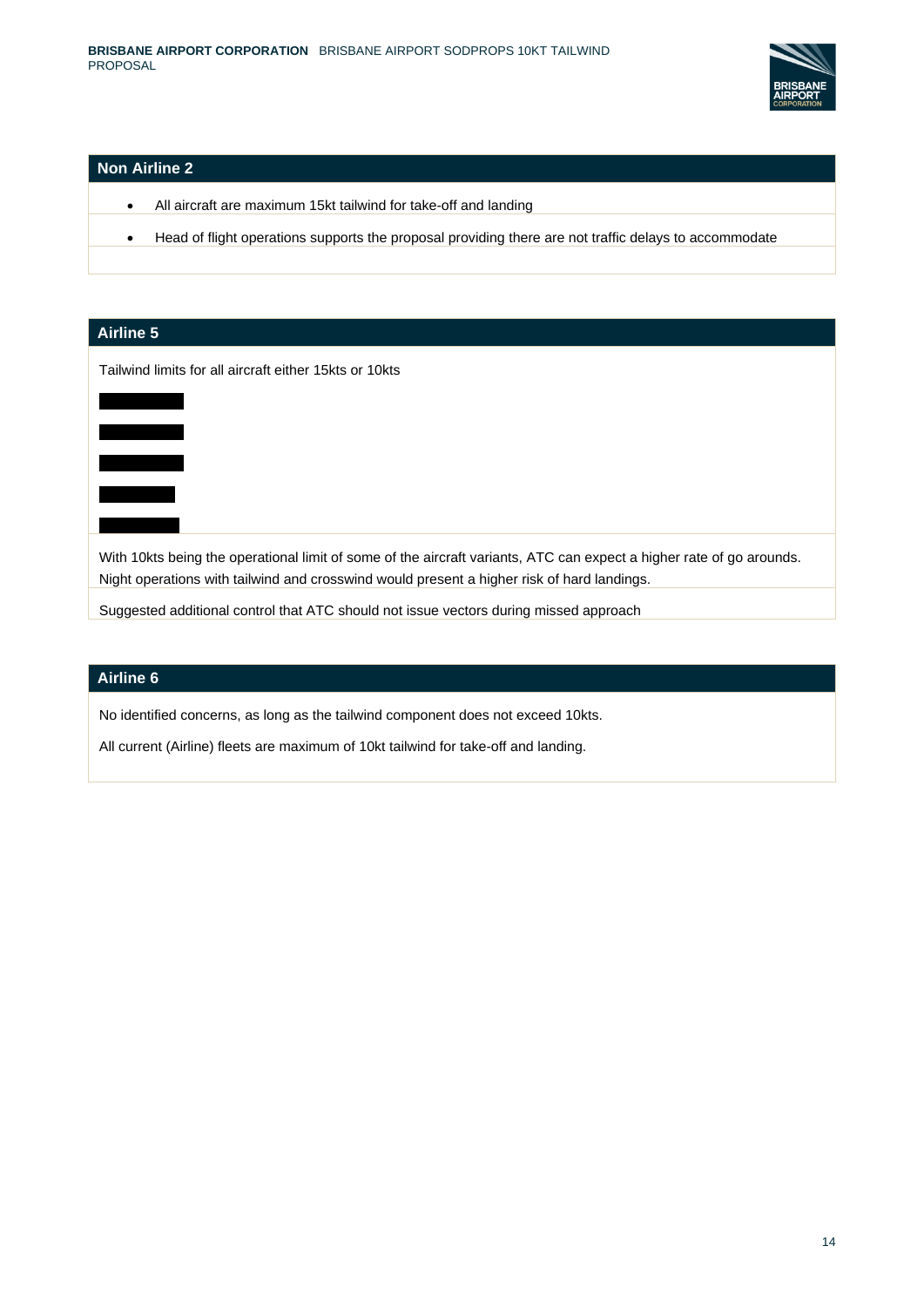## Non Airline 2

- All aircraft are maximum 15kt tailwind for take-off and landing
- Head of flight operations supports the proposal providing there are not traffic delays to accommodate

## Airline 5

Tailwind limits for all aircraft either 15kts or 10kts

With 10kts being the operational limit of some of the aircraft variants, ATC can expect a higher rate of go arounds. Night operations with tailwind and crosswind would present a higher risk of hard landings.

Suggested additional control that ATC should not issue vectors during missed approach

## Airline 6

No identified concerns, as long as the tailwind component does not exceed 10kts.

All current (Airline) fleets are maximum of 10kt tailwind for take-off and landing.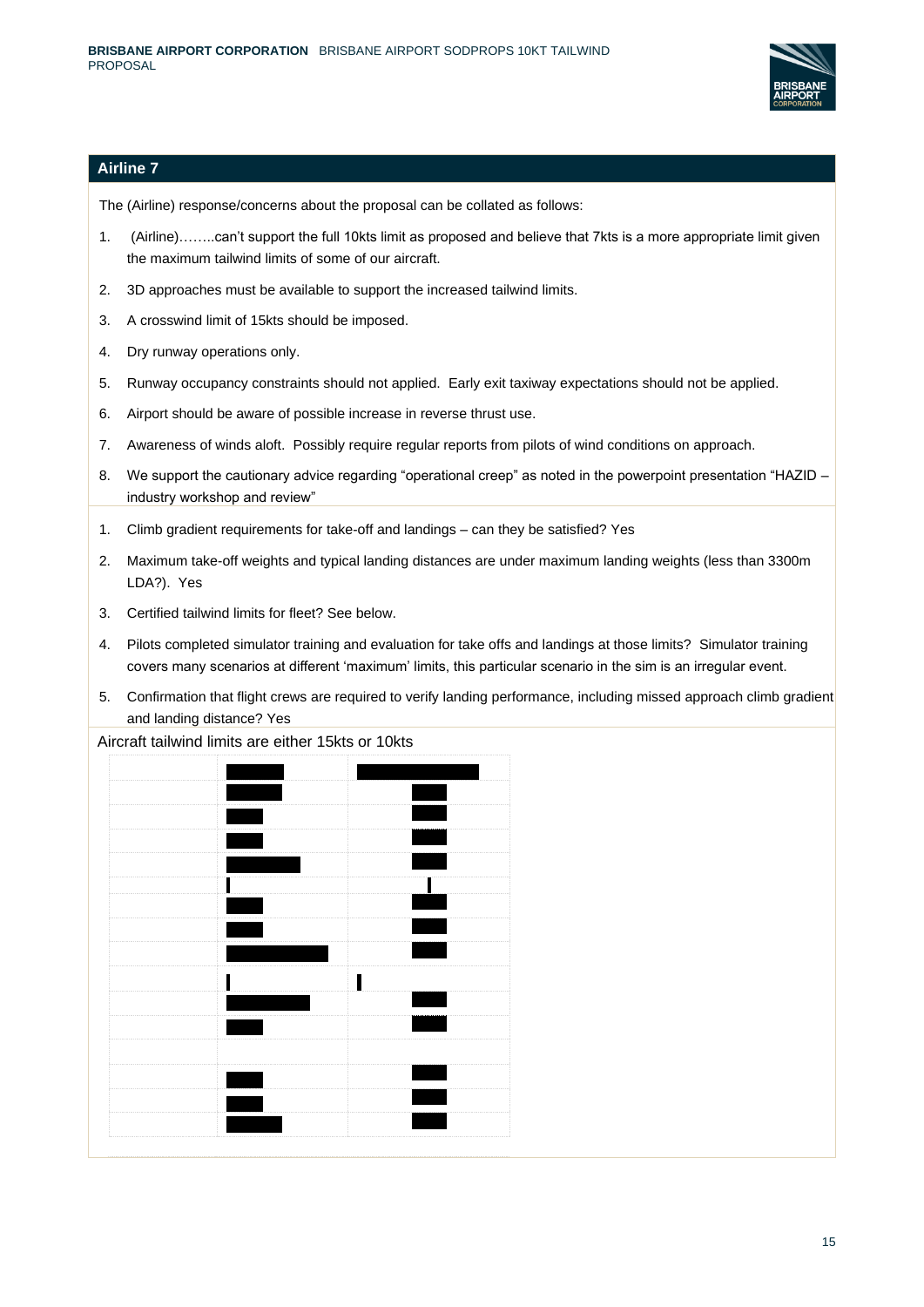## Airline 7

The (Airline) response/concerns about the proposal can be collated as follows:

1. (Airline)……..can't support the full 10kts limit as proposed and believe that 7kts is a more appropriate limit given the maximum tailwind limits of some of our aircraft.
2. 3D approaches must be available to support the increased tailwind limits.
3. A crosswind limit of 15kts should be imposed.
4. Dry runway operations only.
5. Runway occupancy constraints should not applied. Early exit taxiway expectations should not be applied.
6. Airport should be aware of possible increase in reverse thrust use.
7. Awareness of winds aloft. Possibly require regular reports from pilots of wind conditions on approach.
8. We support the cautionary advice regarding "operational creep" as noted in the powerpoint presentation "HAZID – industry workshop and review"

1. Climb gradient requirements for take-off and landings – can they be satisfied? Yes
2. Maximum take-off weights and typical landing distances are under maximum landing weights (less than 3300m LDA?). Yes
3. Certified tailwind limits for fleet? See below.
4. Pilots completed simulator training and evaluation for take offs and landings at those limits? Simulator training covers many scenarios at different 'maximum' limits, this particular scenario in the sim is an irregular event.
5. Confirmation that flight crews are required to verify landing performance, including missed approach climb gradient and landing distance? Yes

Aircraft tailwind limits are either 15kts or 10kts

| | ██████ | ████████████ |
|---|---|---|
| | ██████ | ███ |
| | ███ | ███ |
| | ███ | ███ |
| | ███████ | ███ |
| | █ | █ |
| | ███ | ███ |
| | ███ | ███ |
| | ██████████ | ███ |
| | █ | █ |
| | ████████ | ███ |
| | ███ | ███ |
| | | |
| | ███ | ███ |
| | ███ | ███ |
| | ██████ | ███ |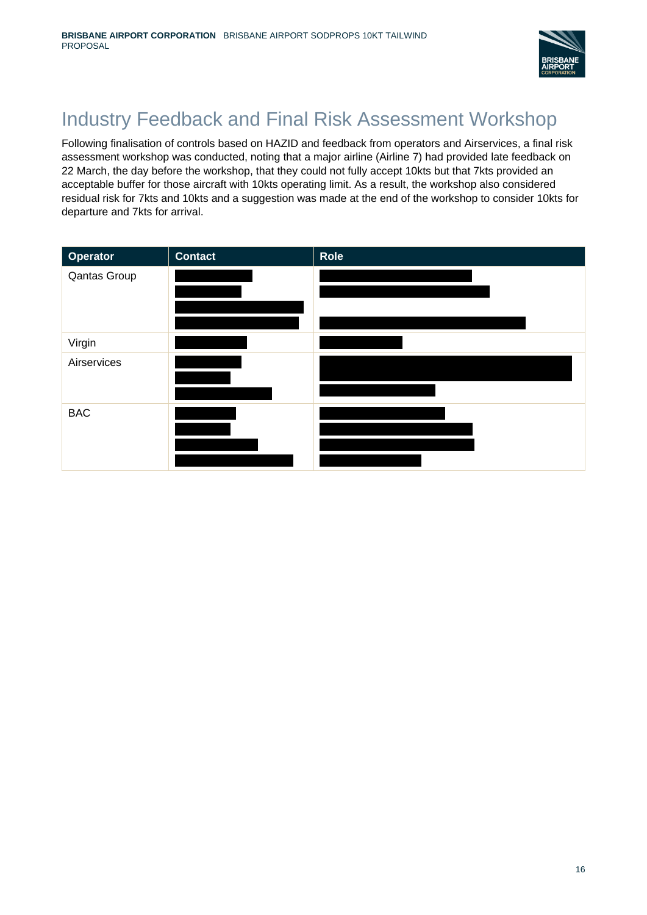# Industry Feedback and Final Risk Assessment Workshop

Following finalisation of controls based on HAZID and feedback from operators and Airservices, a final risk assessment workshop was conducted, noting that a major airline (Airline 7) had provided late feedback on 22 March, the day before the workshop, that they could not fully accept 10kts but that 7kts provided an acceptable buffer for those aircraft with 10kts operating limit. As a result, the workshop also considered residual risk for 7kts and 10kts and a suggestion was made at the end of the workshop to consider 10kts for departure and 7kts for arrival.

| Operator | Contact | Role |
|---|---|---|
| Qantas Group | | |
| Virgin | | |
| Airservices | | |
| BAC | | |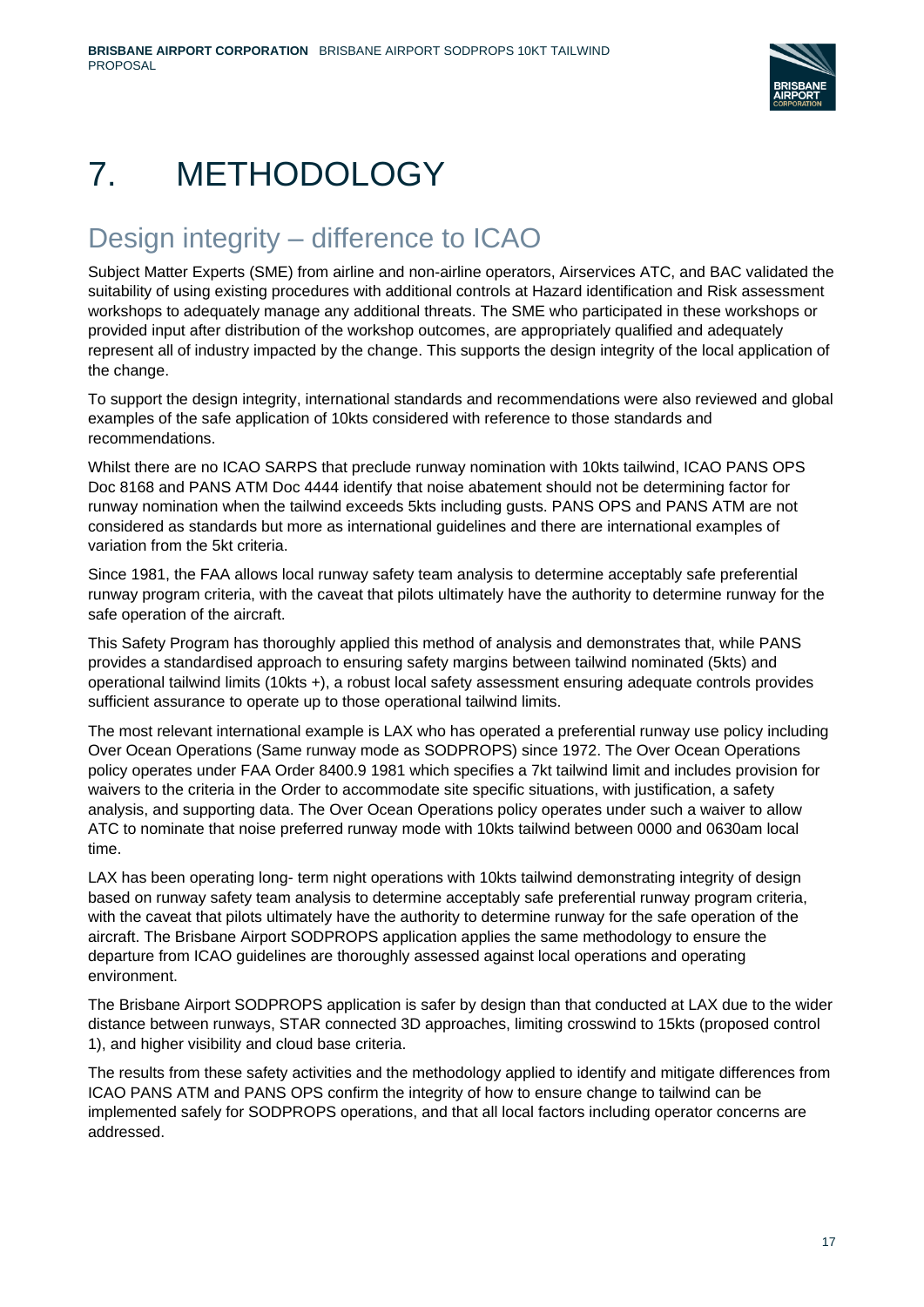# 7. METHODOLOGY

## Design integrity – difference to ICAO

Subject Matter Experts (SME) from airline and non-airline operators, Airservices ATC, and BAC validated the suitability of using existing procedures with additional controls at Hazard identification and Risk assessment workshops to adequately manage any additional threats. The SME who participated in these workshops or provided input after distribution of the workshop outcomes, are appropriately qualified and adequately represent all of industry impacted by the change. This supports the design integrity of the local application of the change.

To support the design integrity, international standards and recommendations were also reviewed and global examples of the safe application of 10kts considered with reference to those standards and recommendations.

Whilst there are no ICAO SARPS that preclude runway nomination with 10kts tailwind, ICAO PANS OPS Doc 8168 and PANS ATM Doc 4444 identify that noise abatement should not be determining factor for runway nomination when the tailwind exceeds 5kts including gusts. PANS OPS and PANS ATM are not considered as standards but more as international guidelines and there are international examples of variation from the 5kt criteria.

Since 1981, the FAA allows local runway safety team analysis to determine acceptably safe preferential runway program criteria, with the caveat that pilots ultimately have the authority to determine runway for the safe operation of the aircraft.

This Safety Program has thoroughly applied this method of analysis and demonstrates that, while PANS provides a standardised approach to ensuring safety margins between tailwind nominated (5kts) and operational tailwind limits (10kts +), a robust local safety assessment ensuring adequate controls provides sufficient assurance to operate up to those operational tailwind limits.

The most relevant international example is LAX who has operated a preferential runway use policy including Over Ocean Operations (Same runway mode as SODPROPS) since 1972. The Over Ocean Operations policy operates under FAA Order 8400.9 1981 which specifies a 7kt tailwind limit and includes provision for waivers to the criteria in the Order to accommodate site specific situations, with justification, a safety analysis, and supporting data. The Over Ocean Operations policy operates under such a waiver to allow ATC to nominate that noise preferred runway mode with 10kts tailwind between 0000 and 0630am local time.

LAX has been operating long- term night operations with 10kts tailwind demonstrating integrity of design based on runway safety team analysis to determine acceptably safe preferential runway program criteria, with the caveat that pilots ultimately have the authority to determine runway for the safe operation of the aircraft. The Brisbane Airport SODPROPS application applies the same methodology to ensure the departure from ICAO guidelines are thoroughly assessed against local operations and operating environment.

The Brisbane Airport SODPROPS application is safer by design than that conducted at LAX due to the wider distance between runways, STAR connected 3D approaches, limiting crosswind to 15kts (proposed control 1), and higher visibility and cloud base criteria.

The results from these safety activities and the methodology applied to identify and mitigate differences from ICAO PANS ATM and PANS OPS confirm the integrity of how to ensure change to tailwind can be implemented safely for SODPROPS operations, and that all local factors including operator concerns are addressed.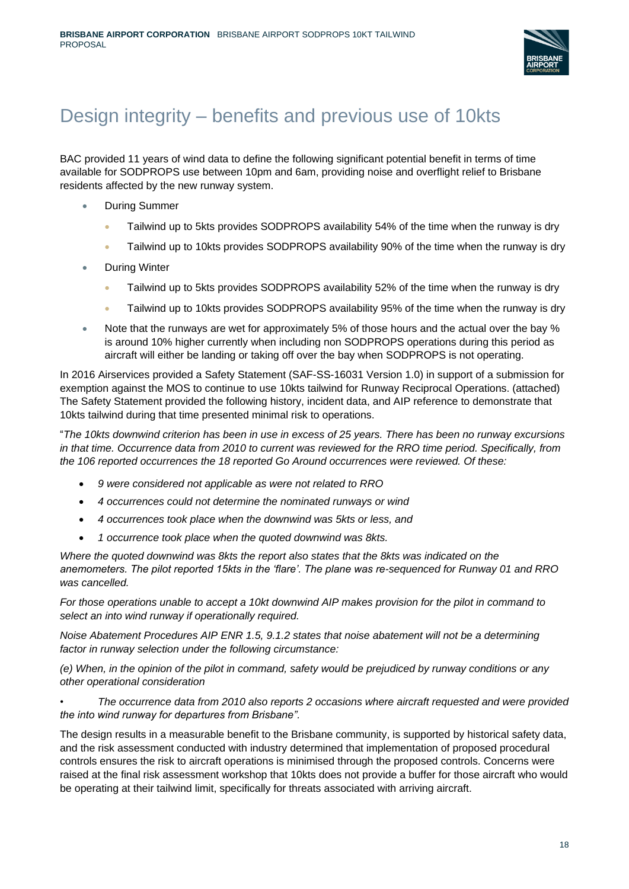# Design integrity – benefits and previous use of 10kts

BAC provided 11 years of wind data to define the following significant potential benefit in terms of time available for SODPROPS use between 10pm and 6am, providing noise and overflight relief to Brisbane residents affected by the new runway system.

- During Summer
  - Tailwind up to 5kts provides SODPROPS availability 54% of the time when the runway is dry
  - Tailwind up to 10kts provides SODPROPS availability 90% of the time when the runway is dry
- During Winter
  - Tailwind up to 5kts provides SODPROPS availability 52% of the time when the runway is dry
  - Tailwind up to 10kts provides SODPROPS availability 95% of the time when the runway is dry
- Note that the runways are wet for approximately 5% of those hours and the actual over the bay % is around 10% higher currently when including non SODPROPS operations during this period as aircraft will either be landing or taking off over the bay when SODPROPS is not operating.

In 2016 Airservices provided a Safety Statement (SAF-SS-16031 Version 1.0) in support of a submission for exemption against the MOS to continue to use 10kts tailwind for Runway Reciprocal Operations. (attached) The Safety Statement provided the following history, incident data, and AIP reference to demonstrate that 10kts tailwind during that time presented minimal risk to operations.

"*The 10kts downwind criterion has been in use in excess of 25 years. There has been no runway excursions in that time. Occurrence data from 2010 to current was reviewed for the RRO time period. Specifically, from the 106 reported occurrences the 18 reported Go Around occurrences were reviewed. Of these:*

- *9 were considered not applicable as were not related to RRO*
- *4 occurrences could not determine the nominated runways or wind*
- *4 occurrences took place when the downwind was 5kts or less, and*
- *1 occurrence took place when the quoted downwind was 8kts.*

*Where the quoted downwind was 8kts the report also states that the 8kts was indicated on the anemometers. The pilot reported 15kts in the 'flare'. The plane was re-sequenced for Runway 01 and RRO was cancelled.*

*For those operations unable to accept a 10kt downwind AIP makes provision for the pilot in command to select an into wind runway if operationally required.*

*Noise Abatement Procedures AIP ENR 1.5, 9.1.2 states that noise abatement will not be a determining factor in runway selection under the following circumstance:*

*(e) When, in the opinion of the pilot in command, safety would be prejudiced by runway conditions or any other operational consideration*

- *The occurrence data from 2010 also reports 2 occasions where aircraft requested and were provided the into wind runway for departures from Brisbane".*

The design results in a measurable benefit to the Brisbane community, is supported by historical safety data, and the risk assessment conducted with industry determined that implementation of proposed procedural controls ensures the risk to aircraft operations is minimised through the proposed controls. Concerns were raised at the final risk assessment workshop that 10kts does not provide a buffer for those aircraft who would be operating at their tailwind limit, specifically for threats associated with arriving aircraft.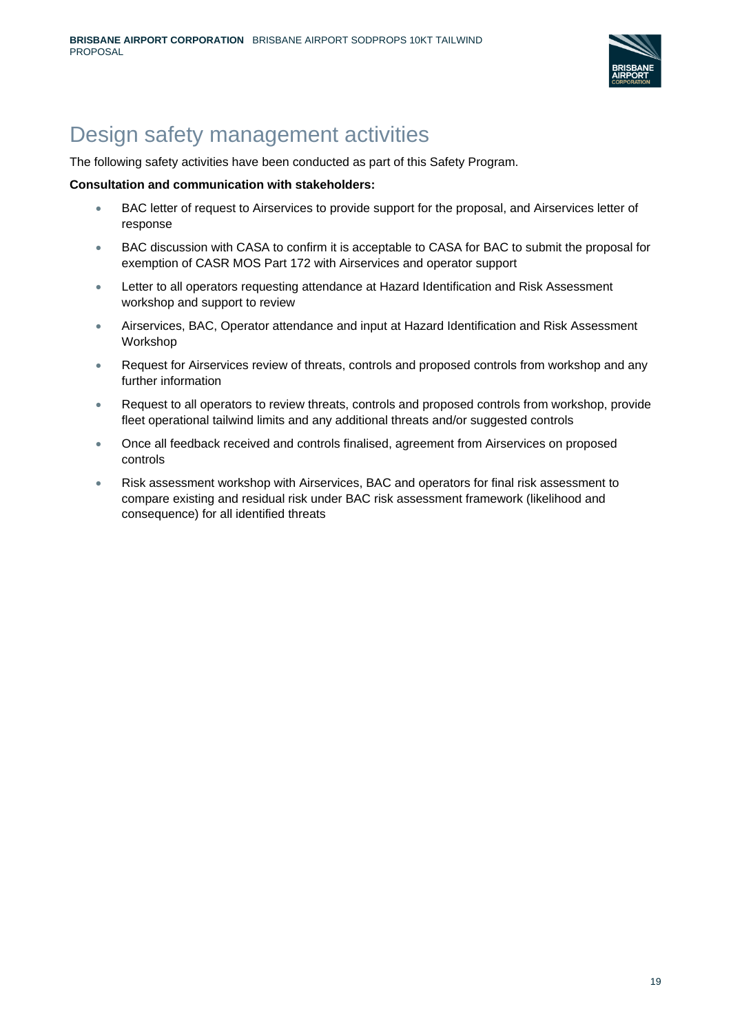# Design safety management activities

The following safety activities have been conducted as part of this Safety Program.

**Consultation and communication with stakeholders:**

- BAC letter of request to Airservices to provide support for the proposal, and Airservices letter of response
- BAC discussion with CASA to confirm it is acceptable to CASA for BAC to submit the proposal for exemption of CASR MOS Part 172 with Airservices and operator support
- Letter to all operators requesting attendance at Hazard Identification and Risk Assessment workshop and support to review
- Airservices, BAC, Operator attendance and input at Hazard Identification and Risk Assessment Workshop
- Request for Airservices review of threats, controls and proposed controls from workshop and any further information
- Request to all operators to review threats, controls and proposed controls from workshop, provide fleet operational tailwind limits and any additional threats and/or suggested controls
- Once all feedback received and controls finalised, agreement from Airservices on proposed controls
- Risk assessment workshop with Airservices, BAC and operators for final risk assessment to compare existing and residual risk under BAC risk assessment framework (likelihood and consequence) for all identified threats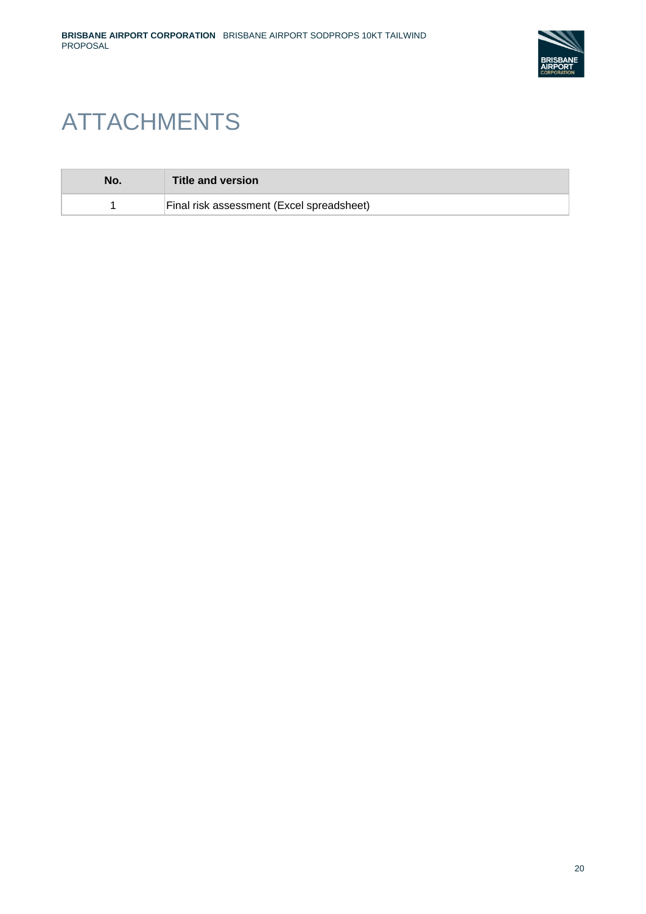# ATTACHMENTS

| No. | Title and version |
| --- | --- |
| 1 | Final risk assessment (Excel spreadsheet) |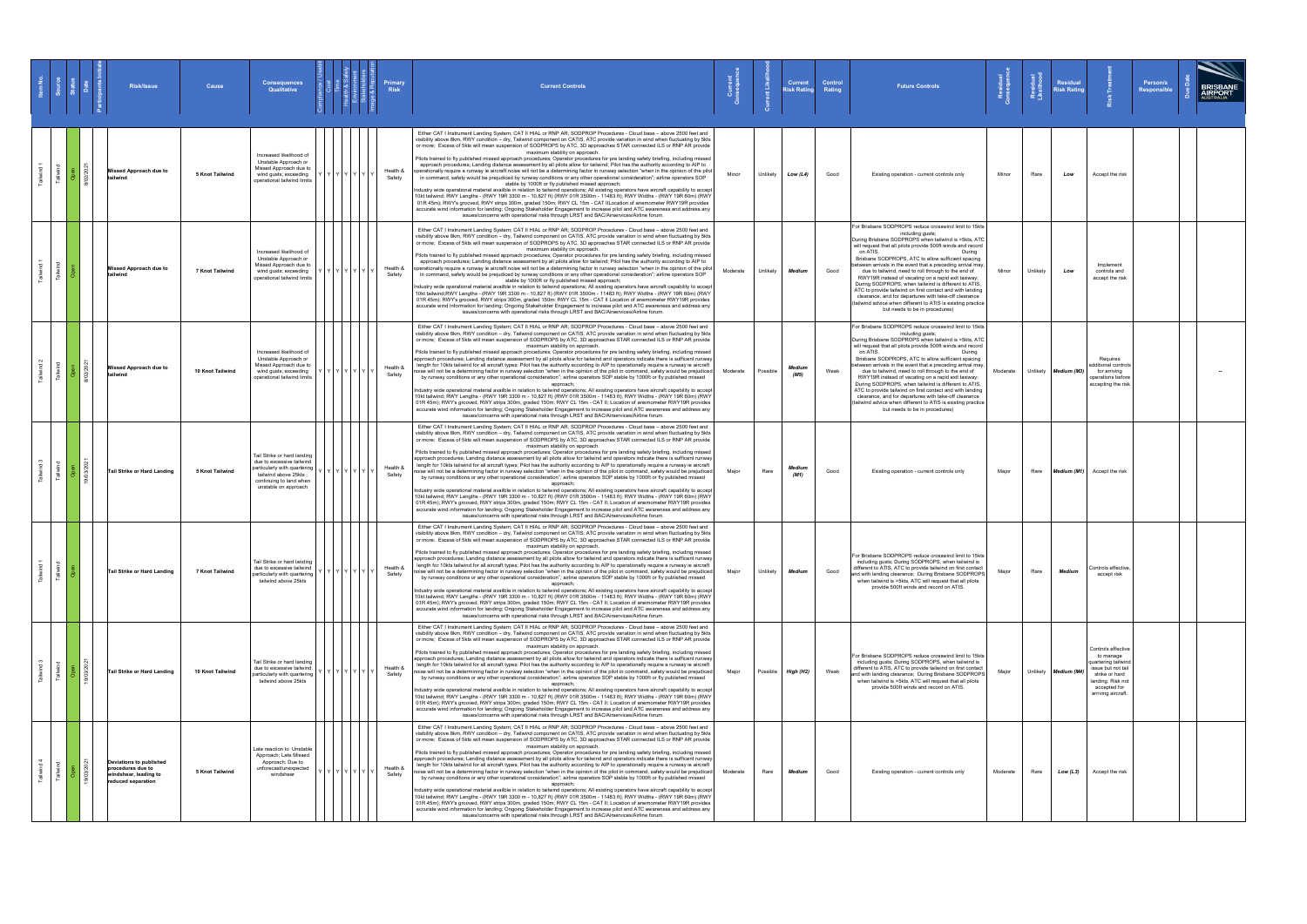| Item No. | Source | Status | Date | Participants Include | Risk/Issue | Cause | Consequences Qualitative | Compliance / Usability | Cost | Time | Health & Safety | Environment | Stakeholders | Image & Reputation | Primary Risk | Current Controls | Current Consequence | Current Likelihood | Current Risk Rating | Control Rating | Future Controls | Residual Consequence | Residual Likelihood | Residual Risk Rating | Risk Treatment | Person/s Responsible | Due Date |
|---|---|---|---|---|---|---|---|---|---|---|---|---|---|---|---|---|---|---|---|---|---|---|---|---|---|---|---|
| Tailwind 1 | Tailwind | Open | 8/02/2021 | | Missed Approach due to tailwind | 5 Knot Tailwind | Increased likelihood of Unstable Approach or Missed Approach due to wind gusts; exceeding operational tailwind limits | Y | Y | Y | Y | Y | Y | Y | Health & Safety | Either CAT I Instrument Landing System; CAT II HIAL or RNP AR; SODPROP Procedures - Cloud base – above 2500 feet and visibility above 8km, RWY condition – dry, Tailwind component on CATIS, ATC provide variation in wind when fluctuating by 5kts or more; Excess of 5kts will mean suspension of SODPROPS by ATC, 3D approaches STAR connected ILS or RNP AR provide maximum stability on approach. Pilots trained to fly published missed approach procedures; Operator procedures for pre landing safety briefing, including missed approach procedures; Landing distance assessment by all pilots allow for tailwind; Pilot has the authority according to AIP to operationally require a runway ie aircraft noise will not be a determining factor in runway selection "when in the opinion of the pilot in command, safety would be prejudiced by runway conditions or any other operational consideration"; airline operators SOP stable by 1000ft or fly published missed approach; Industry wide operational material availble in relation to tailwind operations; All existing operators have aircraft capability to accept 10kt tailwind; RWY Lengths - (RWY 19R 3300 m - 10,827 ft) (RWY 01R 3500m - 11483 ft); RWY Widths - (RWY 19R 60m) (RWY 01R 45m); RWY's grooved, RWY strips 300m, graded 150m; RWY CL 15m - CAT II;Location of anemometer RWY19R provides accurate wind information for landing; Ongoing Stakeholder Engagement to increase pilot and ATC awareness and address any issues/concerns with operational risks through LRST and BAC/Airservices/Airline forum. | Minor | Unlikely | Low (L4) | Good | Existing operation - current controls only | Minor | Rare | Low | Accept the risk | | |
| Tailwind 1 | Tailwind | Open | | | Missed Approach due to tailwind | 7 Knot Tailwind | Increased likelihood of Unstable Approach or Missed Approach due to wind gusts; exceeding operational tailwind limits | Y | Y | Y | Y | Y | Y | Y | Health & Safety | Either CAT I Instrument Landing System; CAT II HIAL or RNP AR; SODPROP Procedures - Cloud base – above 2500 feet and visibility above 8km, RWY condition – dry, Tailwind component on CATIS, ATC provide variation in wind when fluctuating by 5kts or more; Excess of 5kts will mean suspension of SODPROPS by ATC, 3D approaches STAR connected ILS or RNP AR provide maximum stability on approach. Pilots trained to fly published missed approach procedures; Operator procedures for pre landing safety briefing, including missed approach procedures; Landing distance assessment by all pilots allow for tailwind; Pilot has the authority according to AIP to operationally require a runway ie aircraft noise will not be a determining factor in runway selection "when in the opinion of the pilot in command, safety would be prejudiced by runway conditions or any other operational consideration"; airline operators SOP stable by 1000ft or fly published missed approach; Industry wide operational material availble in relation to tailwind operations; All existing operators have aircraft capability to accept 10kt tailwind;RWY Lengths - (RWY 19R 3300 m - 10,827 ft) (RWY 01R 3500m - 11483 ft); RWY Widths - (RWY 19R 60m) (RWY 01R 45m); RWY's grooved, RWY strips 300m, graded 150m; RWY CL 15m - CAT II Location of anemometer RWY19R provides accurate wind information for landing; Ongoing Stakeholder Engagement to increase pilot and ATC awareness and address any issues/concerns with operational risks through LRST and BAC/Airservices/Airline forum. | Moderate | Unlikely | Medium | Good | For Brisbane SODPROPS reduce crosswind limit to 15kts including gusts; During Brisbane SODPROPS when tailwind is >5kts, ATC will request that all pilots provide 500ft winds and record on ATIS. During Brisbane SODPROPS, ATC to allow sufficient spacing between arrivals in the event that a preceding arrival may, due to tailwind, need to roll through to the end of RWY19R instead of vacating on a rapid exit taxiway; During SODPROPS, when tailwind is different to ATIS, ATC to provide tailwind on first contact and with landing clearance, and for departures with take-off clearance (tailwind advice when different to ATIS is existing practice but needs to be in procedures) | Minor | Unlikely | Low | Implement controls and accept the risk | | |
| Tailwind 2 | Tailwind | Open | 8/02/2021 | | Missed Approach due to tailwind | 10 Knot Tailwind | Increased likelihood of Unstable Approach or Missed Approach due to wind gusts; exceeding operational tailwind limits | Y | Y | Y | Y | Y | Y | Y | Health & Safety | Either CAT I Instrument Landing System; CAT II HIAL or RNP AR; SODPROP Procedures - Cloud base – above 2500 feet and visibility above 8km, RWY condition – dry, Tailwind component on CATIS, ATC provide variation in wind when fluctuating by 5kts or more; Excess of 5kts will mean suspension of SODPROPS by ATC, 3D approaches STAR connected ILS or RNP AR provide maximum stability on approach. Pilots trained to fly published missed approach procedures; Operator procedures for pre landing safety briefing, including missed approach procedures; Landing distance assessment by all pilots allow for tailwind and operators indicate there is sufficient runway length for 10kts tailwind for all aircraft types; Pilot has the authority according to AIP to operationally require a runway ie aircraft noise will not be a determining factor in runway selection "when in the opinion of the pilot in command, safety would be prejudiced by runway conditions or any other operational consideration"; airline operators SOP stable by 1000ft or fly published missed approach; Industry wide operational material availble in relation to tailwind operations; All existing operators have aircraft capability to accept 10kt tailwind; RWY Lengths - (RWY 19R 3300 m - 10,827 ft) (RWY 01R 3500m - 11483 ft); RWY Widths - (RWY 19R 60m) (RWY 01R 45m); RWY's grooved, RWY strips 300m, graded 150m; RWY CL 15m - CAT II; Location of anemometer RWY19R provides accurate wind information for landing; Ongoing Stakeholder Engagement to increase pilot and ATC awareness and address any issues/concerns with operational risks through LRST and BAC/Airservices/Airline forum. | Moderate | Possible | Medium (M5) | Weak | For Brisbane SODPROPS reduce crosswind limit to 15kts including gusts; During Brisbane SODPROPS when tailwind is >5kts, ATC will request that all pilots provide 500ft winds and record on ATIS. During Brisbane SODPROPS, ATC to allow sufficient spacing between arrivals in the event that a preceding arrival may, due to tailwind, need to roll through to the end of RWY19R instead of vacating on a rapid exit taxiway; During SODPROPS, when tailwind is different to ATIS, ATC to provide tailwind on first contact and with landing clearance, and for departures with take-off clearance (tailwind advice when different to ATIS is existing practice but needs to be in procedures) | Moderate | Unlikely | Medium (M3) | Requires additional controls for arriving operations before accepting the risk | | -- |
| Tailwind 3 | Tailwind | Open | 19/03/2021 | | Tail Strike or Hard Landing | 5 Knot Tailwind | Tail Strike or hard landing due to excessive tailwind particularly with quartering tailwind above 25kts continuing to land when unstable on approach | Y | Y | Y | Y | Y | Y | Y | Health & Safety | Either CAT I Instrument Landing System; CAT II HIAL or RNP AR; SODPROP Procedures - Cloud base – above 2500 feet and visibility above 8km, RWY condition – dry, Tailwind component on CATIS, ATC provide variation in wind when fluctuating by 5kts or more; Excess of 5kts will mean suspension of SODPROPS by ATC, 3D approaches STAR connected ILS or RNP AR provide maximum stability on approach. Pilots trained to fly published missed approach procedures; Operator procedures for pre landing safety briefing, including missed approach procedures; Landing distance assessment by all pilots allow for tailwind and operators indicate there is sufficient runway length for 10kts tailwind for all aircraft types; Pilot has the authority according to AIP to operationally require a runway ie aircraft noise will not be a determining factor in runway selection "when in the opinion of the pilot in command, safety would be prejudiced by runway conditions or any other operational consideration"; airline operators SOP stable by 1000ft or fly published missed approach; Industry wide operational material availble in relation to tailwind operations; All existing operators have aircraft capability to accept 10kt tailwind; RWY Lengths - (RWY 19R 3300 m - 10,827 ft) (RWY 01R 3500m - 11483 ft); RWY Widths - (RWY 19R 60m) (RWY 01R 45m); RWY's grooved, RWY strips 300m, graded 150m; RWY CL 15m - CAT II; Location of anemometer RWY19R provides accurate wind information for landing; Ongoing Stakeholder Engagement to increase pilot and ATC awareness and address any issues/concerns with operational risks through LRST and BAC/Airservices/Airline forum. | Major | Rare | Medium (M1) | Good | Existing operation - current controls only | Major | Rare | Medium (M1) | Accept the risk | | |
| Tailwind 1 | Tailwind | Open | | | Tail Strike or Hard Landing | 7 Knot Tailwind | Tail Strike or hard landing due to excessive tailwind particularly with quartering tailwind above 25kts | Y | Y | Y | Y | Y | Y | Y | Health & Safety | Either CAT I Instrument Landing System; CAT II HIAL or RNP AR; SODPROP Procedures - Cloud base – above 2500 feet and visibility above 8km, RWY condition – dry, Tailwind component on CATIS, ATC provide variation in wind when fluctuating by 5kts or more; Excess of 5kts will mean suspension of SODPROPS by ATC, 3D approaches STAR connected ILS or RNP AR provide maximum stability on approach. Pilots trained to fly published missed approach procedures; Operator procedures for pre landing safety briefing, including missed approach procedures; Landing distance assessment by all pilots allow for tailwind and operators indicate there is sufficient runway length for 10kts tailwind for all aircraft types; Pilot has the authority according to AIP to operationally require a runway ie aircraft noise will not be a determining factor in runway selection "when in the opinion of the pilot in command, safety would be prejudiced by runway conditions or any other operational consideration"; airline operators SOP stable by 1000ft or fly published missed approach; Industry wide operational material availble in relation to tailwind operations; All existing operators have aircraft capability to accept 10kt tailwind; RWY Lengths - (RWY 19R 3300 m - 10,827 ft) (RWY 01R 3500m - 11483 ft); RWY Widths - (RWY 19R 60m) (RWY 01R 45m); RWY's grooved, RWY strips 300m, graded 150m; RWY CL 15m - CAT II; Location of anemometer RWY19R provides accurate wind information for landing; Ongoing Stakeholder Engagement to increase pilot and ATC awareness and address any issues/concerns with operational risks through LRST and BAC/Airservices/Airline forum. | Major | Unlikely | Medium | Good | For Brisbane SODPROPS reduce crosswind limit to 15kts including gusts; During SODPROPS, when tailwind is different to ATIS, ATC to provide tailwind on first contact and with landing clearance; During Brisbane SODPROPS when tailwind is >5kts, ATC will request that all pilots provide 500ft winds and record on ATIS. | Major | Rare | Medium | Controls effective, accept risk | | |
| Tailwind 3 | Tailwind | Open | 19/03/2021 | | Tail Strike or Hard Landing | 10 Knot Tailwind | Tail Strike or hard landing due to excessive tailwind particularly with quartering tailwind above 25kts | Y | Y | Y | Y | Y | Y | Y | Health & Safety | Either CAT I Instrument Landing System; CAT II HIAL or RNP AR; SODPROP Procedures - Cloud base – above 2500 feet and visibility above 8km, RWY condition – dry, Tailwind component on CATIS, ATC provide variation in wind when fluctuating by 5kts or more; Excess of 5kts will mean suspension of SODPROPS by ATC, 3D approaches STAR connected ILS or RNP AR provide maximum stability on approach. Pilots trained to fly published missed approach procedures; Operator procedures for pre landing safety briefing, including missed approach procedures; Landing distance assessment by all pilots allow for tailwind and operators indicate there is sufficient runway length for 10kts tailwind for all aircraft types; Pilot has the authority according to AIP to operationally require a runway ie aircraft noise will not be a determining factor in runway selection "when in the opinion of the pilot in command, safety would be prejudiced by runway conditions or any other operational consideration"; airline operators SOP stable by 1000ft or fly published missed approach; Industry wide operational material availble in relation to tailwind operations; All existing operators have aircraft capability to accept 10kt tailwind; RWY Lengths - (RWY 19R 3300 m - 10,827 ft) (RWY 01R 3500m - 11483 ft); RWY Widths - (RWY 19R 60m) (RWY 01R 45m); RWY's grooved, RWY strips 300m, graded 150m; RWY CL 15m - CAT II; Location of anemometer RWY19R provides accurate wind information for landing; Ongoing Stakeholder Engagement to increase pilot and ATC awareness and address any issues/concerns with operational risks through LRST and BAC/Airservices/Airline forum. | Major | Possible | High (H2) | Weak | For Brisbane SODPROPS reduce crosswind limit to 15kts including gusts; During SODPROPS, when tailwind is different to ATIS, ATC to provide tailwind on first contact and with landing clearance; During Brisbane SODPROPS when tailwind is >5kts, ATC will request that all pilots provide 500ft winds and record on ATIS. | Major | Unlikely | Medium (M4) | Controls effective to manage quartering tailwind issue but not tail strike or hard landing. Risk not accepted for arriving aircraft. | | |
| Tailwind 4 | Tailwind | Open | 19/03/2021 | | Deviations to published procedures due to windshear, leading to reduced separation | 5 Knot Tailwind | Late reaction to Unstable Approach; Late Missed Approach; Due to unforecast/unexpected windshear | Y | Y | Y | Y | Y | Y | Y | Health & Safety | Either CAT I Instrument Landing System; CAT II HIAL or RNP AR; SODPROP Procedures - Cloud base – above 2500 feet and visibility above 8km, RWY condition – dry, Tailwind component on CATIS, ATC provide variation in wind when fluctuating by 5kts or more; Excess of 5kts will mean suspension of SODPROPS by ATC, 3D approaches STAR connected ILS or RNP AR provide maximum stability on approach. Pilots trained to fly published missed approach procedures; Operator procedures for pre landing safety briefing, including missed approach procedures; Landing distance assessment by all pilots allow for tailwind and operators indicate there is sufficient runway length for 10kts tailwind for all aircraft types; Pilot has the authority according to AIP to operationally require a runway ie aircraft noise will not be a determining factor in runway selection "when in the opinion of the pilot in command, safety would be prejudiced by runway conditions or any other operational consideration"; airline operators SOP stable by 1000ft or fly published missed approach; Industry wide operational material availble in relation to tailwind operations; All existing operators have aircraft capability to accept 10kt tailwind; RWY Lengths - (RWY 19R 3300 m - 10,827 ft) (RWY 01R 3500m - 11483 ft); RWY Widths - (RWY 19R 60m) (RWY 01R 45m); RWY's grooved, RWY strips 300m, graded 150m; RWY CL 15m - CAT II; Location of anemometer RWY19R provides accurate wind information for landing; Ongoing Stakeholder Engagement to increase pilot and ATC awareness and address any issues/concerns with operational risks through LRST and BAC/Airservices/Airline forum. | Moderate | Rare | Medium | Good | Existing operation - current controls only | Moderate | Rare | Low (L3) | Accept the risk | | |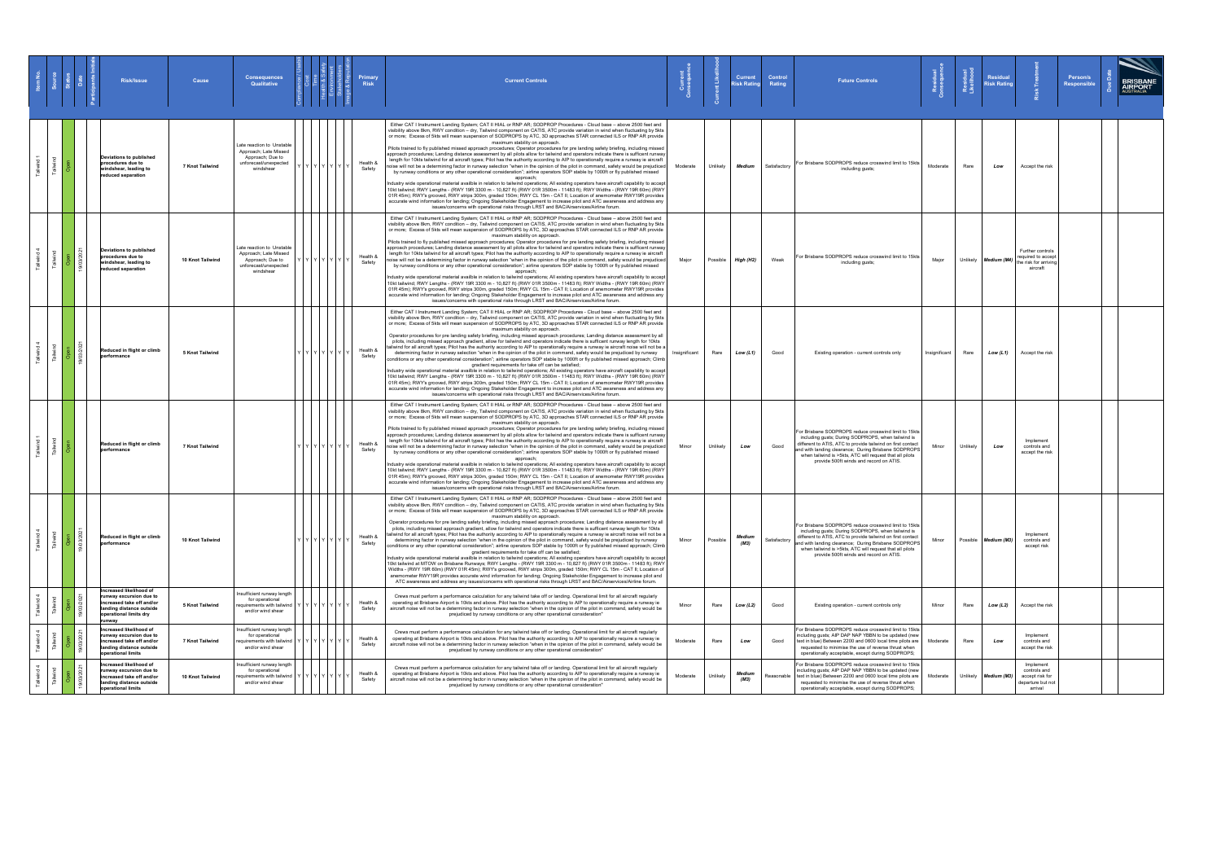| Item No. | Source | Status | Date | Participants Include | Risk/Issue | Cause | Consequences Qualitative | Compliance / Usability | Cost | Time | Health & Safety | Environment | Stakeholders | Image & Reputation | Primary Risk | Current Controls | Current Consequence | Current Likelihood | Current Risk Rating | Control Rating | Future Controls | Residual Consequence | Residual Likelihood | Residual Risk Rating | Risk Treatment | Person/s Responsible | Due Date |
|---|---|---|---|---|---|---|---|---|---|---|---|---|---|---|---|---|---|---|---|---|---|---|---|---|---|---|---|
| Tailwind 1 | Tailwind | Open | | | Deviations to published procedures due to windshear, leading to reduced separation | 7 Knot Tailwind | Late reaction to Unstable Approach; Late Missed Approach; Due to unforecast/unexpected windshear | Y | Y | Y | Y | Y | Y | Y | Health & Safety | Either CAT I Instrument Landing System; CAT II HIAL or RNP AR; SODPROP Procedures - Cloud base – above 2500 feet and visibility above 8km, RWY condition – dry, Tailwind component on CATIS, ATC provide variation in wind when fluctuating by 5kts or more; Excess of 5kts will mean suspension of SODPROPS by ATC, 3D approaches STAR connected ILS or RNP AR provide maximum stability on approach.<br>Pilots trained to fly published missed approach procedures; Operator procedures for pre landing safety briefing, including missed approach procedures; Landing distance assessment by all pilots allow for tailwind and operators indicate there is sufficient runway length for 10kts tailwind for all aircraft types; Pilot has the authority according to AIP to operationally require a runway ie aircraft noise will not be a determining factor in runway selection "when in the opinion of the pilot in command, safety would be prejudiced by runway conditions or any other operational consideration"; airline operators SOP stable by 1000ft or fly published missed approach;<br>Industry wide operational material availble in relation to tailwind operations; All existing operators have aircraft capability to accept 10kt tailwind; RWY Lengths - (RWY 19R 3300 m - 10,827 ft) (RWY 01R 3500m - 11483 ft); RWY Widths - (RWY 19R 60m) (RWY 01R 45m); RWY's grooved, RWY strips 300m, graded 150m; RWY CL 15m - CAT II; Location of anemometer RWY19R provides accurate wind information for landing; Ongoing Stakeholder Engagement to increase pilot and ATC awareness and address any issues/concerns with operational risks through LRST and BAC/Airservices/Airline forum. | Moderate | Unlikely | Medium | Satisfactory | For Brisbane SODPROPS reduce crosswind limit to 15kts including gusts; | Moderate | Rare | Low | Accept the risk | | |
| Tailwind 4 | Tailwind | Open | 19/03/2021 | | Deviations to published procedures due to windshear, leading to reduced separation | 10 Knot Tailwind | Late reaction to Unstable Approach; Late Missed Approach; Due to unforecast/unexpected windshear | Y | Y | Y | Y | Y | Y | Y | Health & Safety | Either CAT I Instrument Landing System; CAT II HIAL or RNP AR; SODPROP Procedures - Cloud base – above 2500 feet and visibility above 8km, RWY condition – dry, Tailwind component on CATIS, ATC provide variation in wind when fluctuating by 5kts or more; Excess of 5kts will mean suspension of SODPROPS by ATC, 3D approaches STAR connected ILS or RNP AR provide maximum stability on approach.<br>Pilots trained to fly published missed approach procedures; Operator procedures for pre landing safety briefing, including missed approach procedures; Landing distance assessment by all pilots allow for tailwind and operators indicate there is sufficient runway length for 10kts tailwind for all aircraft types; Pilot has the authority according to AIP to operationally require a runway ie aircraft noise will not be a determining factor in runway selection "when in the opinion of the pilot in command, safety would be prejudiced by runway conditions or any other operational consideration"; airline operators SOP stable by 1000ft or fly published missed approach;<br>Industry wide operational material availble in relation to tailwind operations; All existing operators have aircraft capability to accept 10kt tailwind; RWY Lengths - (RWY 19R 3300 m - 10,827 ft) (RWY 01R 3500m - 11483 ft); RWY Widths - (RWY 19R 60m) (RWY 01R 45m); RWY's grooved, RWY strips 300m, graded 150m; RWY CL 15m - CAT II; Location of anemometer RWY19R provides accurate wind information for landing; Ongoing Stakeholder Engagement to increase pilot and ATC awareness and address any issues/concerns with operational risks through LRST and BAC/Airservices/Airline forum. | Major | Possible | High (H2) | Weak | For Brisbane SODPROPS reduce crosswind limit to 15kts including gusts; | Major | Unlikely | Medium (M4) | Further controls required to accept the risk for arriving aircraft | | |
| Tailwind 4 | Tailwind | Open | 19/03/2021 | | Reduced in flight or climb performance | 5 Knot Tailwind | | Y | Y | Y | Y | Y | Y | Y | Health & Safety | Either CAT I Instrument Landing System; CAT II HIAL or RNP AR; SODPROP Procedures - Cloud base – above 2500 feet and visibility above 8km, RWY condition – dry, Tailwind component on CATIS, ATC provide variation in wind when fluctuating by 5kts or more; Excess of 5kts will mean suspension of SODPROPS by ATC, 3D approaches STAR connected ILS or RNP AR provide maximum stability on approach.<br>Operator procedures for pre landing safety briefing, including missed approach procedures; Landing distance assessment by all pilots, including missed approach gradient, allow for tailwind and operators indicate there is sufficient runway length for 10kts tailwind for all aircraft types; Pilot has the authority according to AIP to operationally require a runway ie aircraft noise will not be a determining factor in runway selection "when in the opinion of the pilot in command, safety would be prejudiced by runway conditions or any other operational consideration"; airline operators SOP stable by 1000ft or fly published missed approach; Climb gradient requirements for take off can be satisfied;<br>Industry wide operational material availble in relation to tailwind operations; All existing operators have aircraft capability to accept 10kt tailwind; RWY Lengths - (RWY 19R 3300 m - 10,827 ft) (RWY 01R 3500m - 11483 ft); RWY Widths - (RWY 19R 60m) (RWY 01R 45m); RWY's grooved, RWY strips 300m, graded 150m; RWY CL 15m - CAT II; Location of anemometer RWY19R provides accurate wind information for landing; Ongoing Stakeholder Engagement to increase pilot and ATC awareness and address any issues/concerns with operational risks through LRST and BAC/Airservices/Airline forum. | Insignificant | Rare | Low (L1) | Good | Existing operation - current controls only | Insignificant | Rare | Low (L1) | Accept the risk | | |
| Tailwind 1 | Tailwind | Open | | | Reduced in flight or climb performance | 7 Knot Tailwind | | Y | Y | Y | Y | Y | Y | Y | Health & Safety | Either CAT I Instrument Landing System; CAT II HIAL or RNP AR; SODPROP Procedures - Cloud base – above 2500 feet and visibility above 8km, RWY condition – dry, Tailwind component on CATIS, ATC provide variation in wind when fluctuating by 5kts or more; Excess of 5kts will mean suspension of SODPROPS by ATC, 3D approaches STAR connected ILS or RNP AR provide maximum stability on approach.<br>Pilots trained to fly published missed approach procedures; Operator procedures for pre landing safety briefing, including missed approach procedures; Landing distance assessment by all pilots allow for tailwind and operators indicate there is sufficient runway length for 10kts tailwind for all aircraft types; Pilot has the authority according to AIP to operationally require a runway ie aircraft noise will not be a determining factor in runway selection "when in the opinion of the pilot in command, safety would be prejudiced by runway conditions or any other operational consideration"; airline operators SOP stable by 1000ft or fly published missed approach;<br>Industry wide operational material availble in relation to tailwind operations; All existing operators have aircraft capability to accept 10kt tailwind; RWY Lengths - (RWY 19R 3300 m - 10,827 ft) (RWY 01R 3500m - 11483 ft); RWY Widths - (RWY 19R 60m) (RWY 01R 45m); RWY's grooved, RWY strips 300m, graded 150m; RWY CL 15m - CAT II; Location of anemometer RWY19R provides accurate wind information for landing; Ongoing Stakeholder Engagement to increase pilot and ATC awareness and address any issues/concerns with operational risks through LRST and BAC/Airservices/Airline forum. | Minor | Unlikely | Low | Good | For Brisbane SODPROPS reduce crosswind limit to 15kts including gusts; During SODPROPS, when tailwind is different to ATIS, ATC to provide tailwind on first contact and with landing clearance; During Brisbane SODPROPS when tailwind is >5kts, ATC will request that all pilots provide 500ft winds and record on ATIS. | Minor | Unlikely | Low | Implement controls and accept the risk | | |
| Tailwind 4 | Tailwind | Open | 19/03/2021 | | Reduced in flight or climb performance | 10 Knot Tailwind | | Y | Y | Y | Y | Y | Y | Y | Health & Safety | Either CAT I Instrument Landing System; CAT II HIAL or RNP AR; SODPROP Procedures - Cloud base – above 2500 feet and visibility above 8km, RWY condition – dry, Tailwind component on CATIS, ATC provide variation in wind when fluctuating by 5kts or more; Excess of 5kts will mean suspension of SODPROPS by ATC, 3D approaches STAR connected ILS or RNP AR provide maximum stability on approach.<br>Operator procedures for pre landing safety briefing, including missed approach procedures; Landing distance assessment by all pilots, including missed approach gradient, allow for tailwind and operators indicate there is sufficient runway length for 10kts tailwind for all aircraft types; Pilot has the authority according to AIP to operationally require a runway ie aircraft noise will not be a determining factor in runway selection "when in the opinion of the pilot in command, safety would be prejudiced by runway conditions or any other operational consideration"; airline operators SOP stable by 1000ft or fly published missed approach; Climb gradient requirements for take off can be satisfied;<br>Industry wide operational material availble in relation to tailwind operations; All existing operators have aircraft capability to accept 10kt tailwind at MTOW on Brisbane Runways; RWY Lengths - (RWY 19R 3300 m - 10,827 ft) (RWY 01R 3500m - 11483 ft); RWY Widths - (RWY 19R 60m) (RWY 01R 45m); RWY's grooved, RWY strips 300m, graded 150m; RWY CL 15m - CAT II; Location of anemometer RWY19R provides accurate wind information for landing; Ongoing Stakeholder Engagement to increase pilot and ATC awareness and address any issues/concerns with operational risks through LRST and BAC/Airservices/Airline forum. | Minor | Possible | Medium (M3) | Satisfactory | For Brisbane SODPROPS reduce crosswind limit to 15kts including gusts; During SODPROPS, when tailwind is different to ATIS, ATC to provide tailwind on first contact and with landing clearance; During Brisbane SODPROPS when tailwind is >5kts, ATC will request that all pilots provide 500ft winds and record on ATIS. | Minor | Possible | Medium (M3) | Implement controls and accept risk | | |
| Tailwind 4 | Tailwind | Open | 19/03/2021 | | Increased likelihood of runway excursion due to increased take off and/or landing distance outside operational limits dry runway | 5 Knot Tailwind | Insufficient runway length for operational requirements with tailwind and/or wind shear | Y | Y | Y | Y | Y | Y | Y | Health & Safety | Crews must perform a performance calculation for any tailwind take off or landing. Operational limit for all aircraft regularly operating at Brisbane Airport is 10kts and above. Pilot has the authority according to AIP to operationally require a runway ie aircraft noise will not be a determining factor in runway selection "when in the opinion of the pilot in command, safety would be prejudiced by runway conditions or any other operational consideration" | Minor | Rare | Low (L2) | Good | Existing operation - current controls only | Minor | Rare | Low (L2) | Accept the risk | | |
| Tailwind 4 | Tailwind | Open | 19/03/2021 | | Increased likelihood of runway excursion due to increased take off and/or landing distance outside operational limits | 7 Knot Tailwind | Insufficient runway length for operational requirements with tailwind and/or wind shear | Y | Y | Y | Y | Y | Y | Y | Health & Safety | Crews must perform a performance calculation for any tailwind take off or landing. Operational limit for all aircraft regularly operating at Brisbane Airport is 10kts and above. Pilot has the authority according to AIP to operationally require a runway ie aircraft noise will not be a determining factor in runway selection "when in the opinion of the pilot in command, safety would be prejudiced by runway conditions or any other operational consideration" | Moderate | Rare | Low | Good | For Brisbane SODPROPS reduce crosswind limit to 15kts including gusts; AIP DAP NAP YBBN to be updated (new text in blue) Between 2200 and 0600 local time pilots are requested to minimise the use of reverse thrust when operationally acceptable, except during SODPROPS; | Moderate | Rare | Low | Implement controls and accept the risk | | |
| Tailwind 4 | Tailwind | Open | 19/03/2021 | | Increased likelihood of runway excursion due to increased take off and/or landing distance outside operational limits | 10 Knot Tailwind | Insufficient runway length for operational requirements with tailwind and/or wind shear | Y | Y | Y | Y | Y | Y | Y | Health & Safety | Crews must perform a performance calculation for any tailwind take off or landing. Operational limit for all aircraft regularly operating at Brisbane Airport is 10kts and above. Pilot has the authority according to AIP to operationally require a runway ie aircraft noise will not be a determining factor in runway selection "when in the opinion of the pilot in command, safety would be prejudiced by runway conditions or any other operational consideration" | Moderate | Unlikely | Medium (M3) | Reasonable | For Brisbane SODPROPS reduce crosswind limit to 15kts including gusts; AIP DAP NAP YBBN to be updated (new text in blue) Between 2200 and 0600 local time pilots are requested to minimise the use of reverse thrust when operationally acceptable, except during SODPROPS; | Moderate | Unlikely | Medium (M3) | Implement controls and accept risk for departure but not arrival | | |